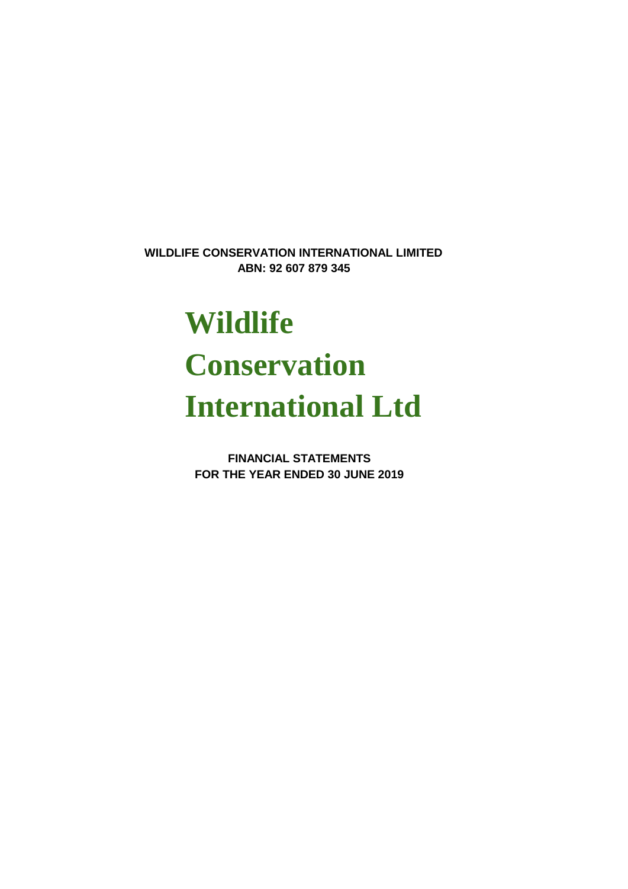**WILDLIFE CONSERVATION INTERNATIONAL LIMITED**
**ABN: 92 607 879 345**

# Wildlife Conservation International Ltd

**FINANCIAL STATEMENTS**
**FOR THE YEAR ENDED 30 JUNE 2019**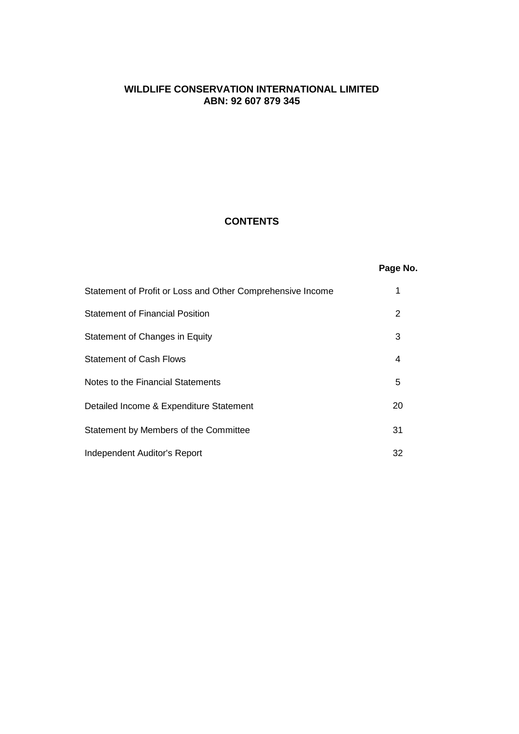**WILDLIFE CONSERVATION INTERNATIONAL LIMITED**
**ABN: 92 607 879 345**

## CONTENTS

| | Page No. |
|---|---|
| Statement of Profit or Loss and Other Comprehensive Income | 1 |
| Statement of Financial Position | 2 |
| Statement of Changes in Equity | 3 |
| Statement of Cash Flows | 4 |
| Notes to the Financial Statements | 5 |
| Detailed Income & Expenditure Statement | 20 |
| Statement by Members of the Committee | 31 |
| Independent Auditor's Report | 32 |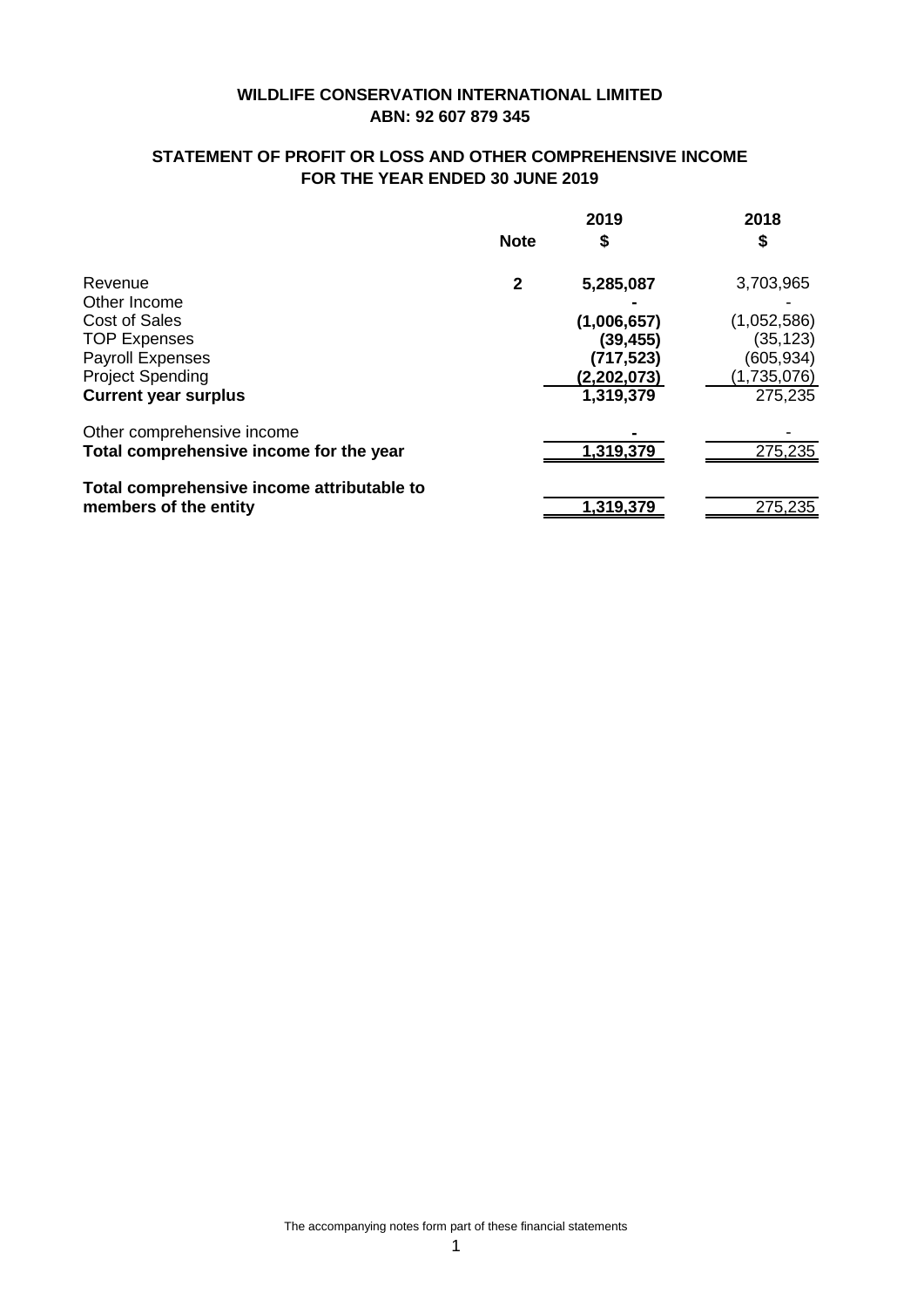**WILDLIFE CONSERVATION INTERNATIONAL LIMITED**
**ABN: 92 607 879 345**

**STATEMENT OF PROFIT OR LOSS AND OTHER COMPREHENSIVE INCOME**
**FOR THE YEAR ENDED 30 JUNE 2019**

| | Note | 2019 $ | 2018 $ |
|---|---|---|---|
| Revenue | 2 | 5,285,087 | 3,703,965 |
| Other Income | | - | - |
| Cost of Sales | | (1,006,657) | (1,052,586) |
| TOP Expenses | | (39,455) | (35,123) |
| Payroll Expenses | | (717,523) | (605,934) |
| Project Spending | | (2,202,073) | (1,735,076) |
| **Current year surplus** | | 1,319,379 | 275,235 |
| Other comprehensive income | | - | - |
| **Total comprehensive income for the year** | | 1,319,379 | 275,235 |
| **Total comprehensive income attributable to members of the entity** | | 1,319,379 | 275,235 |

The accompanying notes form part of these financial statements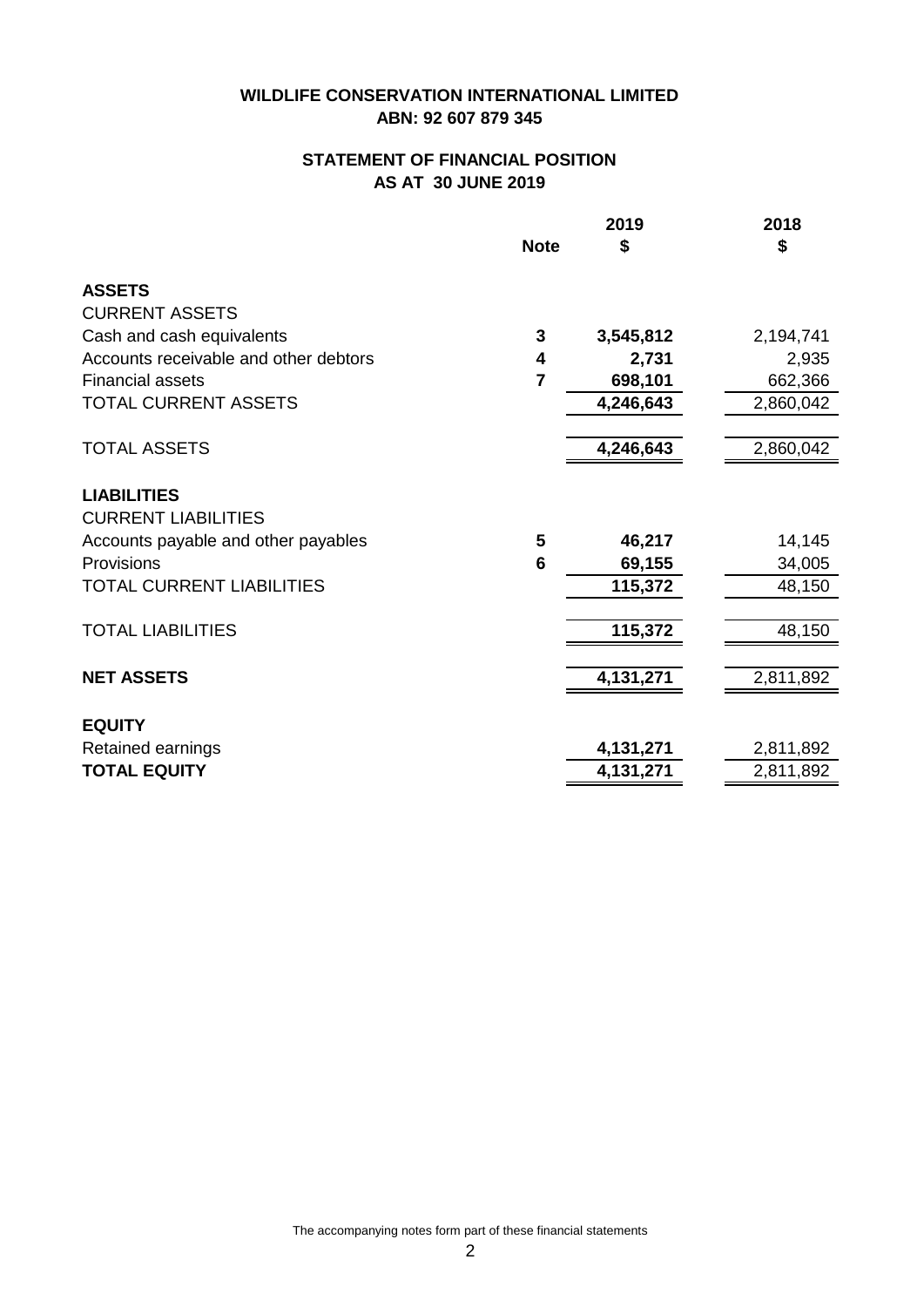# WILDLIFE CONSERVATION INTERNATIONAL LIMITED
## ABN: 92 607 879 345

## STATEMENT OF FINANCIAL POSITION
## AS AT 30 JUNE 2019

| | Note | 2019 $ | 2018 $ |
|---|---|---|---|
| **ASSETS** | | | |
| CURRENT ASSETS | | | |
| Cash and cash equivalents | **3** | **3,545,812** | 2,194,741 |
| Accounts receivable and other debtors | **4** | **2,731** | 2,935 |
| Financial assets | **7** | **698,101** | 662,366 |
| TOTAL CURRENT ASSETS | | **4,246,643** | 2,860,042 |
| TOTAL ASSETS | | **4,246,643** | 2,860,042 |
| **LIABILITIES** | | | |
| CURRENT LIABILITIES | | | |
| Accounts payable and other payables | **5** | **46,217** | 14,145 |
| Provisions | **6** | **69,155** | 34,005 |
| TOTAL CURRENT LIABILITIES | | **115,372** | 48,150 |
| TOTAL LIABILITIES | | **115,372** | 48,150 |
| **NET ASSETS** | | **4,131,271** | 2,811,892 |
| **EQUITY** | | | |
| Retained earnings | | **4,131,271** | 2,811,892 |
| **TOTAL EQUITY** | | **4,131,271** | 2,811,892 |

The accompanying notes form part of these financial statements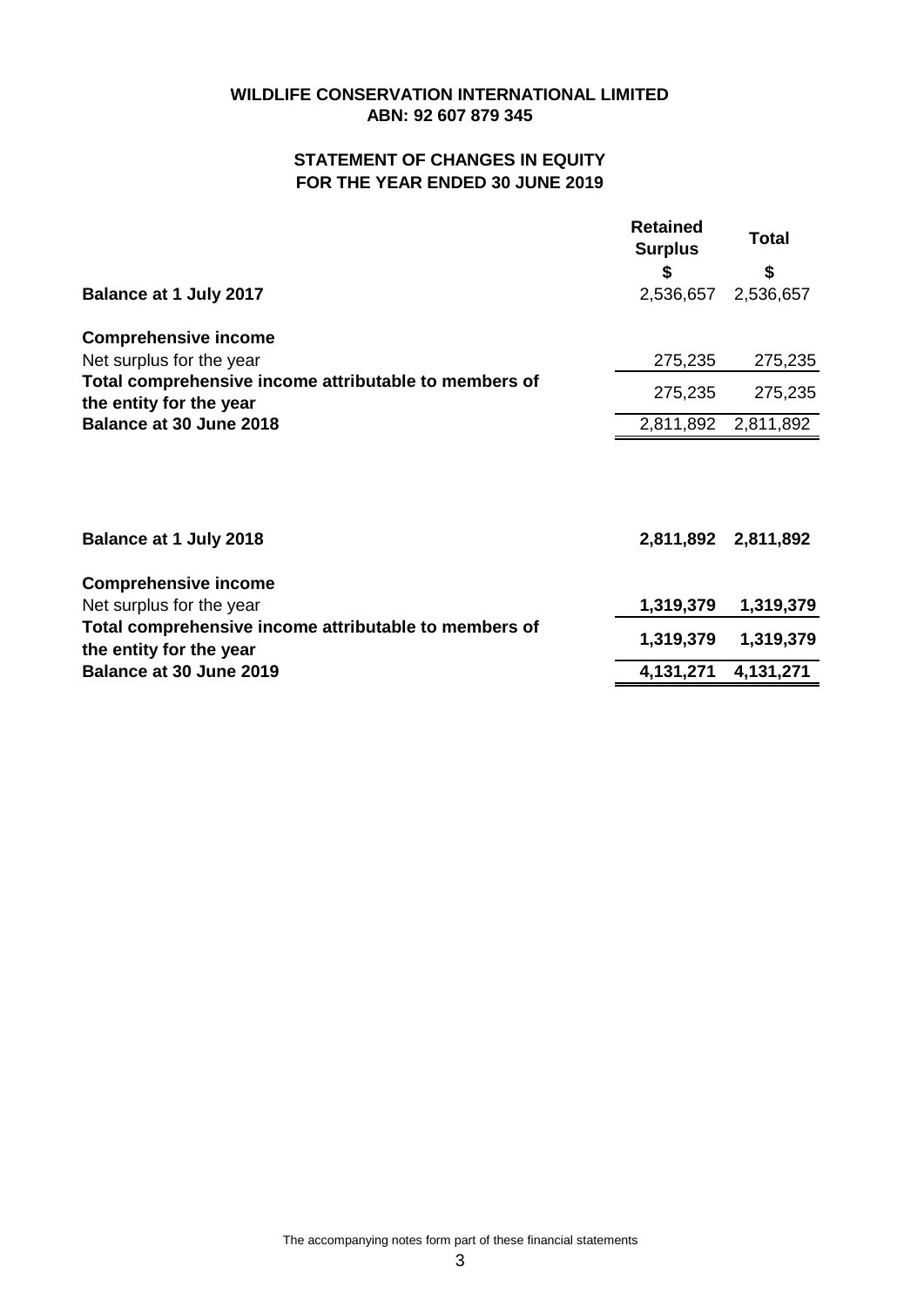# WILDLIFE CONSERVATION INTERNATIONAL LIMITED
## ABN: 92 607 879 345

## STATEMENT OF CHANGES IN EQUITY
## FOR THE YEAR ENDED 30 JUNE 2019

| | Retained Surplus | Total |
|---|---|---|
| | $ | $ |
| **Balance at 1 July 2017** | 2,536,657 | 2,536,657 |
| **Comprehensive income** | | |
| Net surplus for the year | 275,235 | 275,235 |
| **Total comprehensive income attributable to members of the entity for the year** | 275,235 | 275,235 |
| **Balance at 30 June 2018** | 2,811,892 | 2,811,892 |
| | | |
| **Balance at 1 July 2018** | **2,811,892** | **2,811,892** |
| **Comprehensive income** | | |
| Net surplus for the year | **1,319,379** | **1,319,379** |
| **Total comprehensive income attributable to members of the entity for the year** | **1,319,379** | **1,319,379** |
| **Balance at 30 June 2019** | **4,131,271** | **4,131,271** |

The accompanying notes form part of these financial statements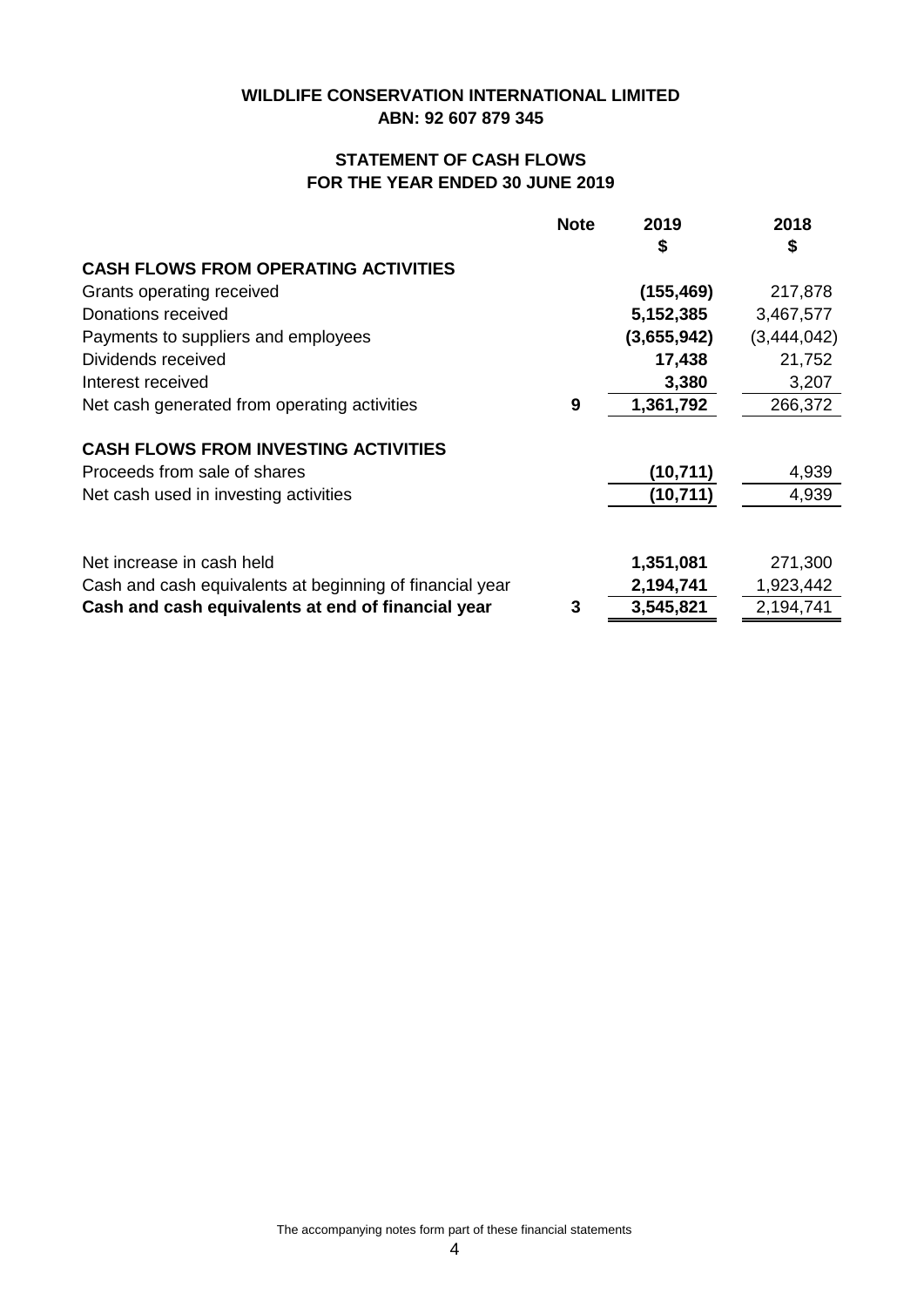# WILDLIFE CONSERVATION INTERNATIONAL LIMITED
## ABN: 92 607 879 345

## STATEMENT OF CASH FLOWS
## FOR THE YEAR ENDED 30 JUNE 2019

| | Note | 2019<br>$ | 2018<br>$ |
|---|---|---|---|
| **CASH FLOWS FROM OPERATING ACTIVITIES** | | | |
| Grants operating received | | **(155,469)** | 217,878 |
| Donations received | | **5,152,385** | 3,467,577 |
| Payments to suppliers and employees | | **(3,655,942)** | (3,444,042) |
| Dividends received | | **17,438** | 21,752 |
| Interest received | | **3,380** | 3,207 |
| Net cash generated from operating activities | **9** | **1,361,792** | 266,372 |
| **CASH FLOWS FROM INVESTING ACTIVITIES** | | | |
| Proceeds from sale of shares | | **(10,711)** | 4,939 |
| Net cash used in investing activities | | **(10,711)** | 4,939 |
| Net increase in cash held | | **1,351,081** | 271,300 |
| Cash and cash equivalents at beginning of financial year | | **2,194,741** | 1,923,442 |
| **Cash and cash equivalents at end of financial year** | **3** | **3,545,821** | 2,194,741 |

The accompanying notes form part of these financial statements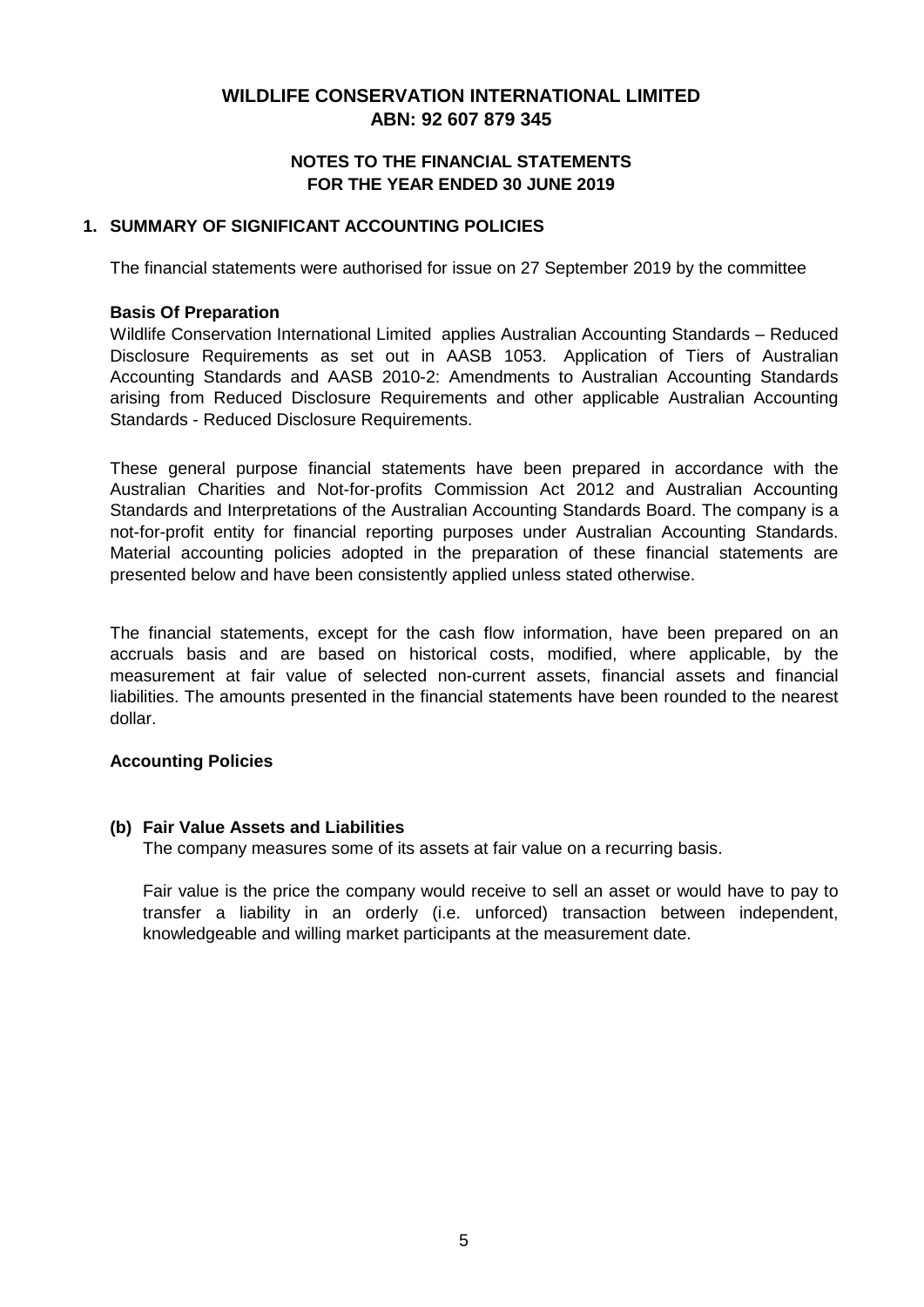# WILDLIFE CONSERVATION INTERNATIONAL LIMITED
## ABN: 92 607 879 345

## NOTES TO THE FINANCIAL STATEMENTS
## FOR THE YEAR ENDED 30 JUNE 2019

### 1. SUMMARY OF SIGNIFICANT ACCOUNTING POLICIES

The financial statements were authorised for issue on 27 September 2019 by the committee

**Basis Of Preparation**

Wildlife Conservation International Limited applies Australian Accounting Standards – Reduced Disclosure Requirements as set out in AASB 1053. Application of Tiers of Australian Accounting Standards and AASB 2010-2: Amendments to Australian Accounting Standards arising from Reduced Disclosure Requirements and other applicable Australian Accounting Standards - Reduced Disclosure Requirements.

These general purpose financial statements have been prepared in accordance with the Australian Charities and Not-for-profits Commission Act 2012 and Australian Accounting Standards and Interpretations of the Australian Accounting Standards Board. The company is a not-for-profit entity for financial reporting purposes under Australian Accounting Standards. Material accounting policies adopted in the preparation of these financial statements are presented below and have been consistently applied unless stated otherwise.

The financial statements, except for the cash flow information, have been prepared on an accruals basis and are based on historical costs, modified, where applicable, by the measurement at fair value of selected non-current assets, financial assets and financial liabilities. The amounts presented in the financial statements have been rounded to the nearest dollar.

**Accounting Policies**

**(b) Fair Value Assets and Liabilities**

The company measures some of its assets at fair value on a recurring basis.

Fair value is the price the company would receive to sell an asset or would have to pay to transfer a liability in an orderly (i.e. unforced) transaction between independent, knowledgeable and willing market participants at the measurement date.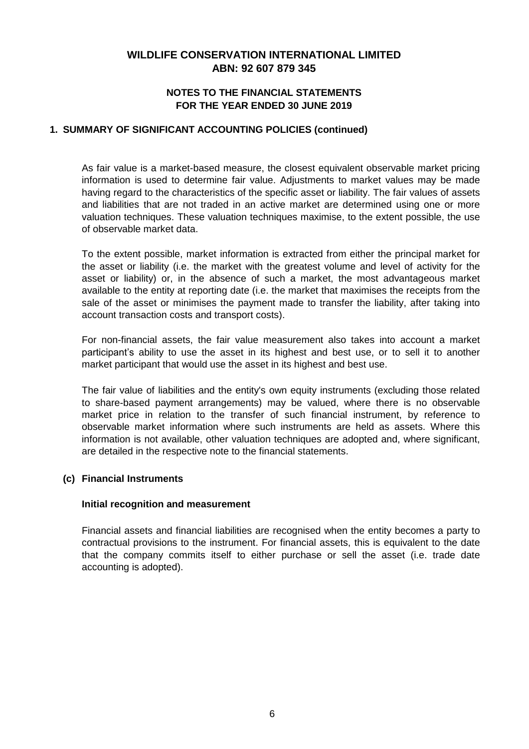**WILDLIFE CONSERVATION INTERNATIONAL LIMITED**
**ABN: 92 607 879 345**

**NOTES TO THE FINANCIAL STATEMENTS**
**FOR THE YEAR ENDED 30 JUNE 2019**

## 1. SUMMARY OF SIGNIFICANT ACCOUNTING POLICIES (continued)

As fair value is a market-based measure, the closest equivalent observable market pricing information is used to determine fair value. Adjustments to market values may be made having regard to the characteristics of the specific asset or liability. The fair values of assets and liabilities that are not traded in an active market are determined using one or more valuation techniques. These valuation techniques maximise, to the extent possible, the use of observable market data.

To the extent possible, market information is extracted from either the principal market for the asset or liability (i.e. the market with the greatest volume and level of activity for the asset or liability) or, in the absence of such a market, the most advantageous market available to the entity at reporting date (i.e. the market that maximises the receipts from the sale of the asset or minimises the payment made to transfer the liability, after taking into account transaction costs and transport costs).

For non-financial assets, the fair value measurement also takes into account a market participant's ability to use the asset in its highest and best use, or to sell it to another market participant that would use the asset in its highest and best use.

The fair value of liabilities and the entity's own equity instruments (excluding those related to share-based payment arrangements) may be valued, where there is no observable market price in relation to the transfer of such financial instrument, by reference to observable market information where such instruments are held as assets. Where this information is not available, other valuation techniques are adopted and, where significant, are detailed in the respective note to the financial statements.

### (c) Financial Instruments

**Initial recognition and measurement**

Financial assets and financial liabilities are recognised when the entity becomes a party to contractual provisions to the instrument. For financial assets, this is equivalent to the date that the company commits itself to either purchase or sell the asset (i.e. trade date accounting is adopted).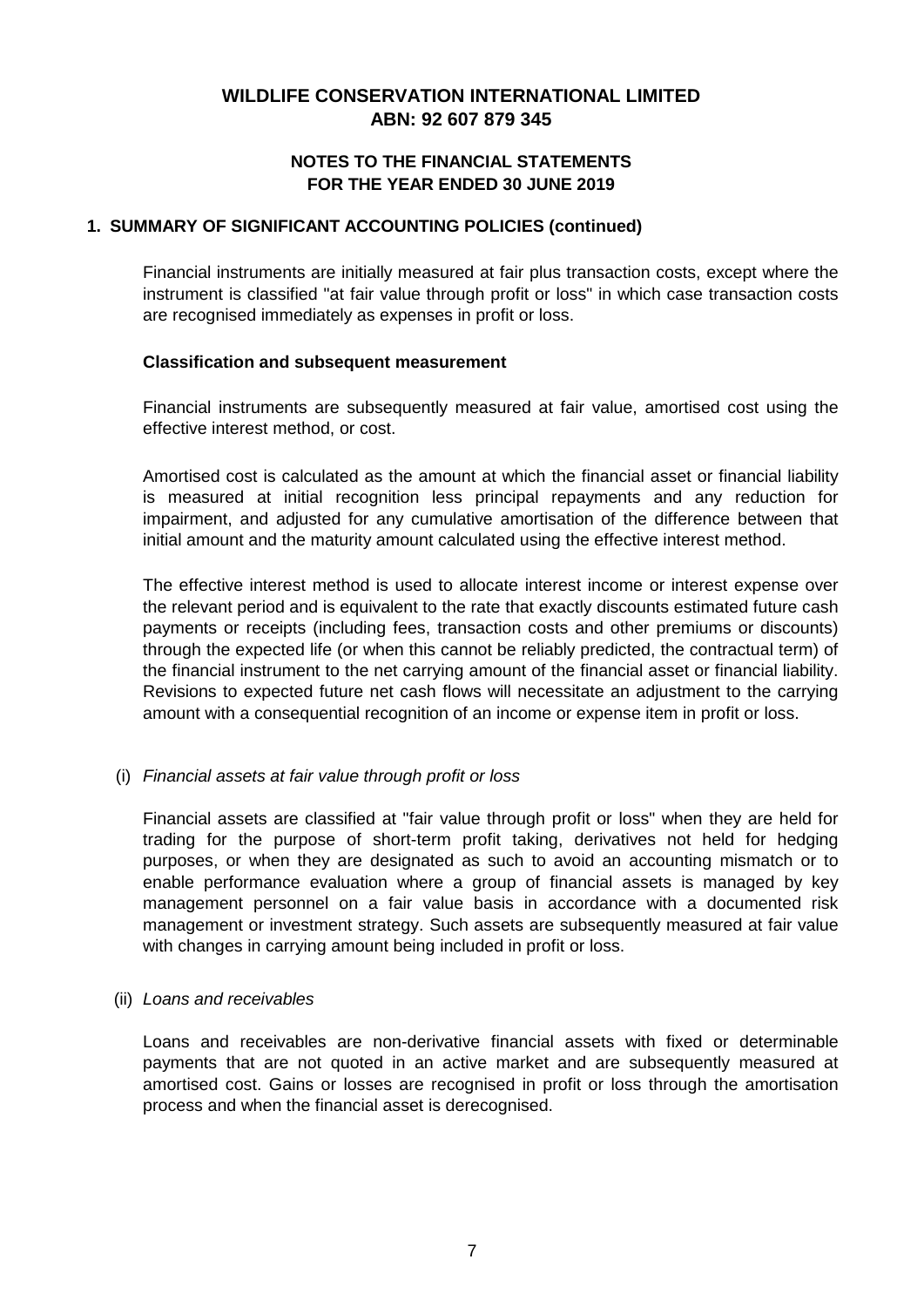# WILDLIFE CONSERVATION INTERNATIONAL LIMITED
## ABN: 92 607 879 345

### NOTES TO THE FINANCIAL STATEMENTS
### FOR THE YEAR ENDED 30 JUNE 2019

### 1. SUMMARY OF SIGNIFICANT ACCOUNTING POLICIES (continued)

Financial instruments are initially measured at fair plus transaction costs, except where the instrument is classified "at fair value through profit or loss" in which case transaction costs are recognised immediately as expenses in profit or loss.

**Classification and subsequent measurement**

Financial instruments are subsequently measured at fair value, amortised cost using the effective interest method, or cost.

Amortised cost is calculated as the amount at which the financial asset or financial liability is measured at initial recognition less principal repayments and any reduction for impairment, and adjusted for any cumulative amortisation of the difference between that initial amount and the maturity amount calculated using the effective interest method.

The effective interest method is used to allocate interest income or interest expense over the relevant period and is equivalent to the rate that exactly discounts estimated future cash payments or receipts (including fees, transaction costs and other premiums or discounts) through the expected life (or when this cannot be reliably predicted, the contractual term) of the financial instrument to the net carrying amount of the financial asset or financial liability. Revisions to expected future net cash flows will necessitate an adjustment to the carrying amount with a consequential recognition of an income or expense item in profit or loss.

(i) *Financial assets at fair value through profit or loss*

Financial assets are classified at "fair value through profit or loss" when they are held for trading for the purpose of short-term profit taking, derivatives not held for hedging purposes, or when they are designated as such to avoid an accounting mismatch or to enable performance evaluation where a group of financial assets is managed by key management personnel on a fair value basis in accordance with a documented risk management or investment strategy. Such assets are subsequently measured at fair value with changes in carrying amount being included in profit or loss.

(ii) *Loans and receivables*

Loans and receivables are non-derivative financial assets with fixed or determinable payments that are not quoted in an active market and are subsequently measured at amortised cost. Gains or losses are recognised in profit or loss through the amortisation process and when the financial asset is derecognised.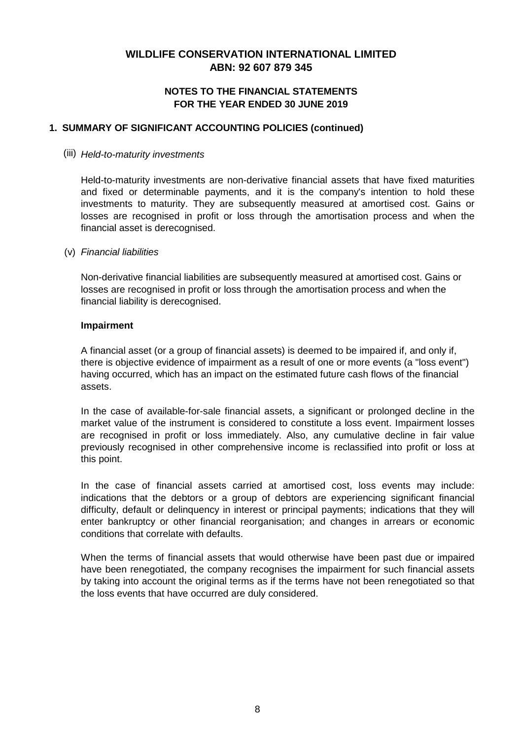# WILDLIFE CONSERVATION INTERNATIONAL LIMITED
## ABN: 92 607 879 345

### NOTES TO THE FINANCIAL STATEMENTS FOR THE YEAR ENDED 30 JUNE 2019

### 1. SUMMARY OF SIGNIFICANT ACCOUNTING POLICIES (continued)

(iii) *Held-to-maturity investments*

Held-to-maturity investments are non-derivative financial assets that have fixed maturities and fixed or determinable payments, and it is the company's intention to hold these investments to maturity. They are subsequently measured at amortised cost. Gains or losses are recognised in profit or loss through the amortisation process and when the financial asset is derecognised.

(v) *Financial liabilities*

Non-derivative financial liabilities are subsequently measured at amortised cost. Gains or losses are recognised in profit or loss through the amortisation process and when the financial liability is derecognised.

**Impairment**

A financial asset (or a group of financial assets) is deemed to be impaired if, and only if, there is objective evidence of impairment as a result of one or more events (a "loss event") having occurred, which has an impact on the estimated future cash flows of the financial assets.

In the case of available-for-sale financial assets, a significant or prolonged decline in the market value of the instrument is considered to constitute a loss event. Impairment losses are recognised in profit or loss immediately. Also, any cumulative decline in fair value previously recognised in other comprehensive income is reclassified into profit or loss at this point.

In the case of financial assets carried at amortised cost, loss events may include: indications that the debtors or a group of debtors are experiencing significant financial difficulty, default or delinquency in interest or principal payments; indications that they will enter bankruptcy or other financial reorganisation; and changes in arrears or economic conditions that correlate with defaults.

When the terms of financial assets that would otherwise have been past due or impaired have been renegotiated, the company recognises the impairment for such financial assets by taking into account the original terms as if the terms have not been renegotiated so that the loss events that have occurred are duly considered.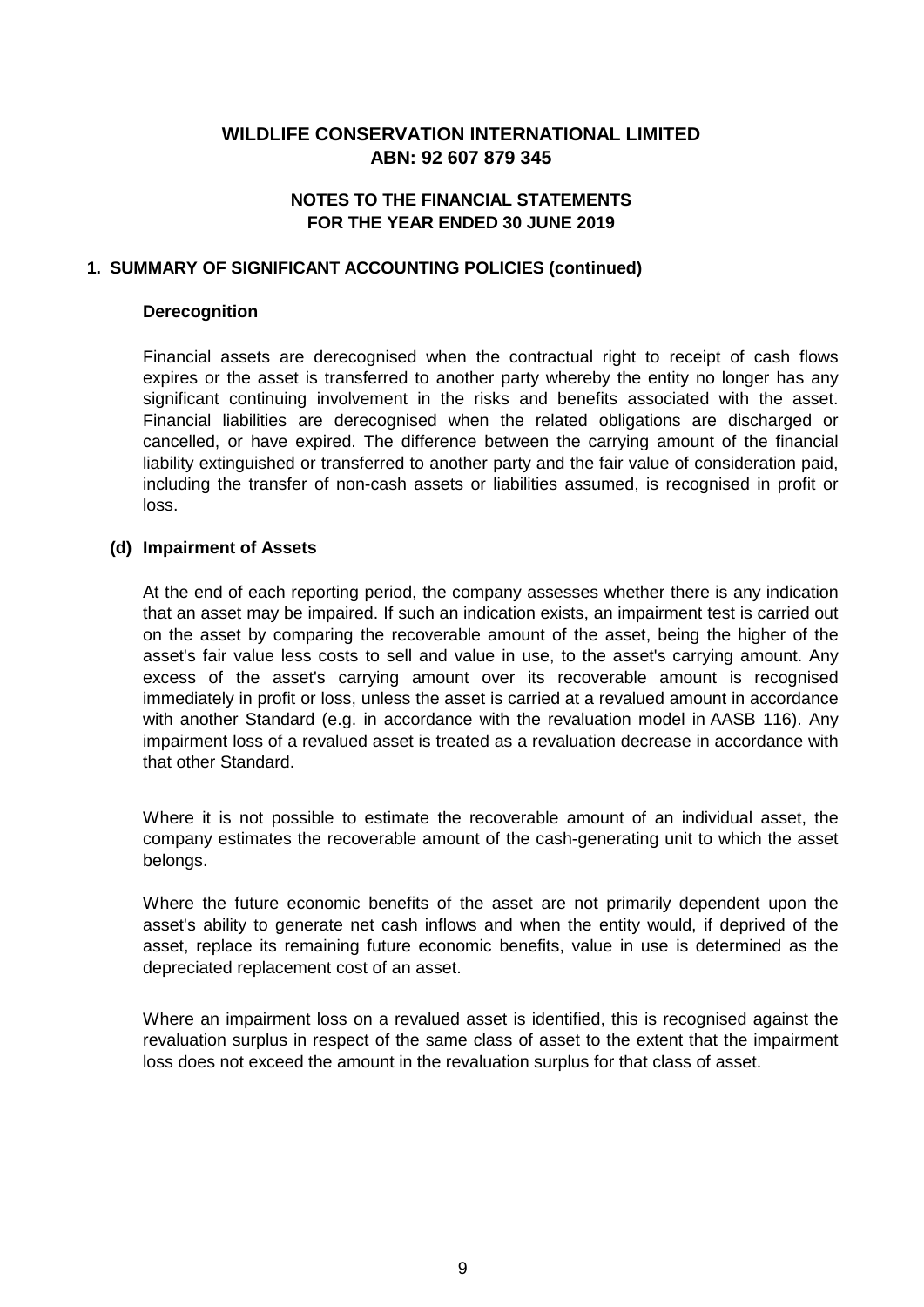# WILDLIFE CONSERVATION INTERNATIONAL LIMITED
## ABN: 92 607 879 345

### NOTES TO THE FINANCIAL STATEMENTS
### FOR THE YEAR ENDED 30 JUNE 2019

**1. SUMMARY OF SIGNIFICANT ACCOUNTING POLICIES (continued)**

**Derecognition**

Financial assets are derecognised when the contractual right to receipt of cash flows expires or the asset is transferred to another party whereby the entity no longer has any significant continuing involvement in the risks and benefits associated with the asset. Financial liabilities are derecognised when the related obligations are discharged or cancelled, or have expired. The difference between the carrying amount of the financial liability extinguished or transferred to another party and the fair value of consideration paid, including the transfer of non-cash assets or liabilities assumed, is recognised in profit or loss.

**(d) Impairment of Assets**

At the end of each reporting period, the company assesses whether there is any indication that an asset may be impaired. If such an indication exists, an impairment test is carried out on the asset by comparing the recoverable amount of the asset, being the higher of the asset's fair value less costs to sell and value in use, to the asset's carrying amount. Any excess of the asset's carrying amount over its recoverable amount is recognised immediately in profit or loss, unless the asset is carried at a revalued amount in accordance with another Standard (e.g. in accordance with the revaluation model in AASB 116). Any impairment loss of a revalued asset is treated as a revaluation decrease in accordance with that other Standard.

Where it is not possible to estimate the recoverable amount of an individual asset, the company estimates the recoverable amount of the cash-generating unit to which the asset belongs.

Where the future economic benefits of the asset are not primarily dependent upon the asset's ability to generate net cash inflows and when the entity would, if deprived of the asset, replace its remaining future economic benefits, value in use is determined as the depreciated replacement cost of an asset.

Where an impairment loss on a revalued asset is identified, this is recognised against the revaluation surplus in respect of the same class of asset to the extent that the impairment loss does not exceed the amount in the revaluation surplus for that class of asset.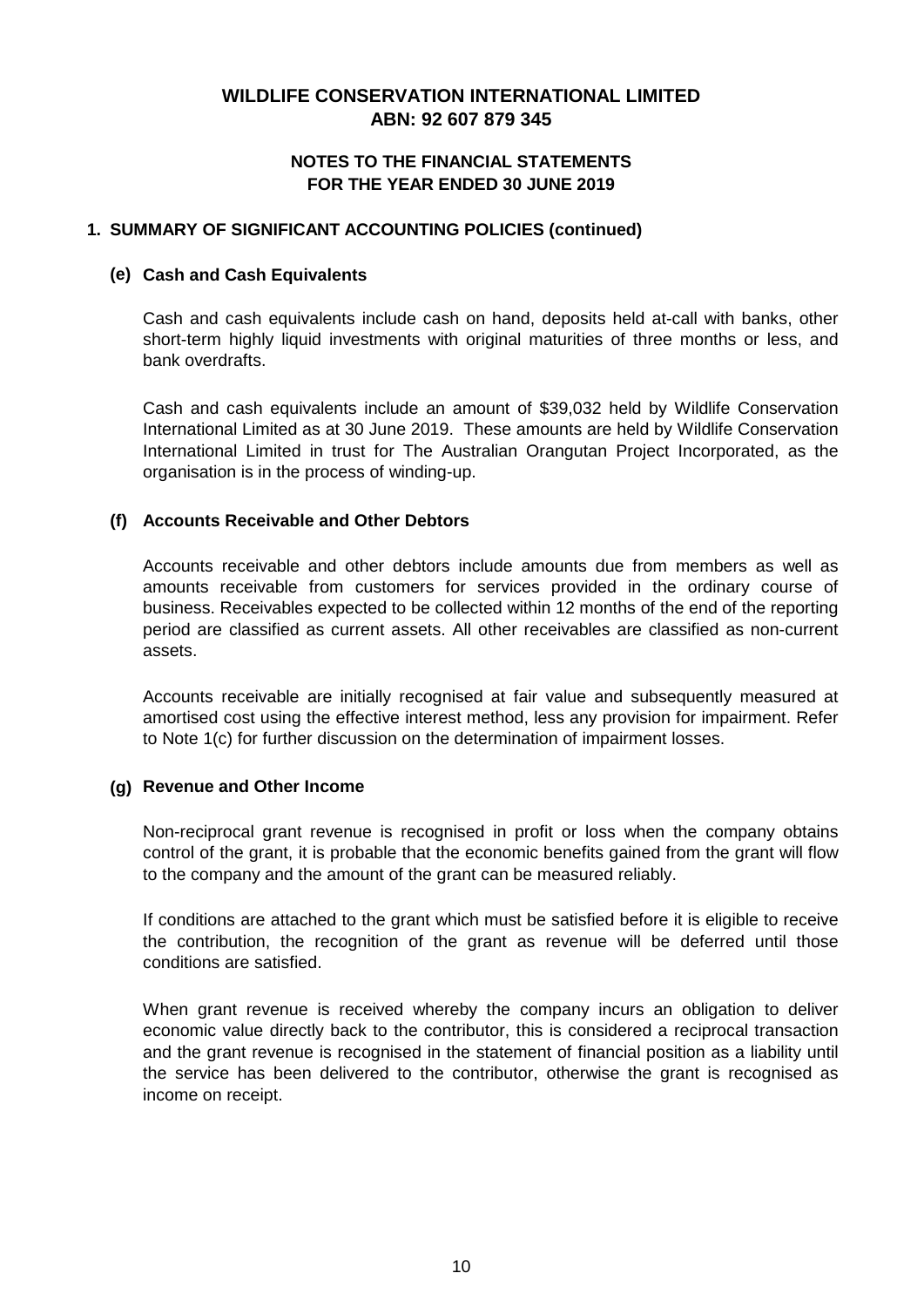# WILDLIFE CONSERVATION INTERNATIONAL LIMITED
## ABN: 92 607 879 345

## NOTES TO THE FINANCIAL STATEMENTS
## FOR THE YEAR ENDED 30 JUNE 2019

### 1. SUMMARY OF SIGNIFICANT ACCOUNTING POLICIES (continued)

#### (e) Cash and Cash Equivalents

Cash and cash equivalents include cash on hand, deposits held at-call with banks, other short-term highly liquid investments with original maturities of three months or less, and bank overdrafts.

Cash and cash equivalents include an amount of $39,032 held by Wildlife Conservation International Limited as at 30 June 2019. These amounts are held by Wildlife Conservation International Limited in trust for The Australian Orangutan Project Incorporated, as the organisation is in the process of winding-up.

#### (f) Accounts Receivable and Other Debtors

Accounts receivable and other debtors include amounts due from members as well as amounts receivable from customers for services provided in the ordinary course of business. Receivables expected to be collected within 12 months of the end of the reporting period are classified as current assets. All other receivables are classified as non-current assets.

Accounts receivable are initially recognised at fair value and subsequently measured at amortised cost using the effective interest method, less any provision for impairment. Refer to Note 1(c) for further discussion on the determination of impairment losses.

#### (g) Revenue and Other Income

Non-reciprocal grant revenue is recognised in profit or loss when the company obtains control of the grant, it is probable that the economic benefits gained from the grant will flow to the company and the amount of the grant can be measured reliably.

If conditions are attached to the grant which must be satisfied before it is eligible to receive the contribution, the recognition of the grant as revenue will be deferred until those conditions are satisfied.

When grant revenue is received whereby the company incurs an obligation to deliver economic value directly back to the contributor, this is considered a reciprocal transaction and the grant revenue is recognised in the statement of financial position as a liability until the service has been delivered to the contributor, otherwise the grant is recognised as income on receipt.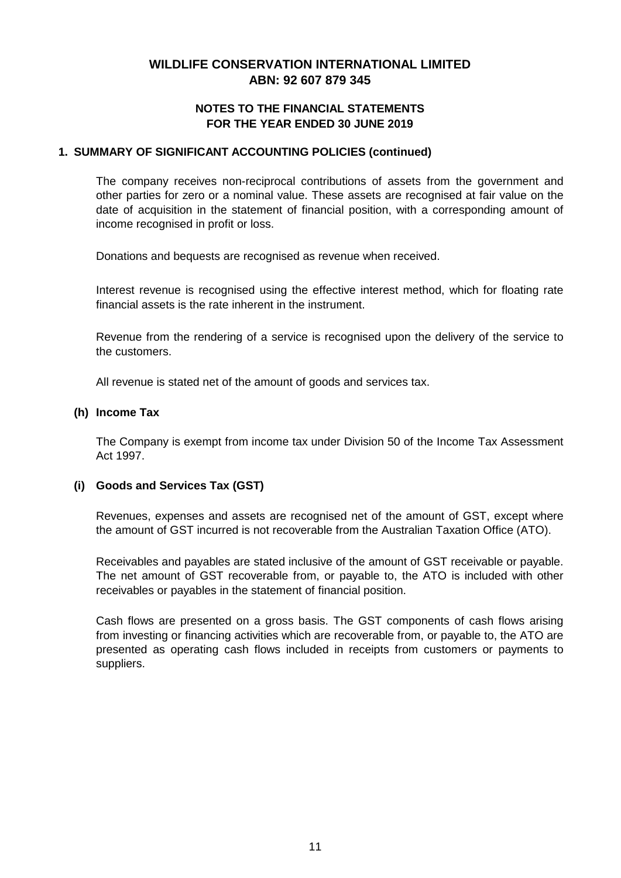# WILDLIFE CONSERVATION INTERNATIONAL LIMITED
## ABN: 92 607 879 345

### NOTES TO THE FINANCIAL STATEMENTS
### FOR THE YEAR ENDED 30 JUNE 2019

**1. SUMMARY OF SIGNIFICANT ACCOUNTING POLICIES (continued)**

The company receives non-reciprocal contributions of assets from the government and other parties for zero or a nominal value. These assets are recognised at fair value on the date of acquisition in the statement of financial position, with a corresponding amount of income recognised in profit or loss.

Donations and bequests are recognised as revenue when received.

Interest revenue is recognised using the effective interest method, which for floating rate financial assets is the rate inherent in the instrument.

Revenue from the rendering of a service is recognised upon the delivery of the service to the customers.

All revenue is stated net of the amount of goods and services tax.

**(h) Income Tax**

The Company is exempt from income tax under Division 50 of the Income Tax Assessment Act 1997.

**(i) Goods and Services Tax (GST)**

Revenues, expenses and assets are recognised net of the amount of GST, except where the amount of GST incurred is not recoverable from the Australian Taxation Office (ATO).

Receivables and payables are stated inclusive of the amount of GST receivable or payable. The net amount of GST recoverable from, or payable to, the ATO is included with other receivables or payables in the statement of financial position.

Cash flows are presented on a gross basis. The GST components of cash flows arising from investing or financing activities which are recoverable from, or payable to, the ATO are presented as operating cash flows included in receipts from customers or payments to suppliers.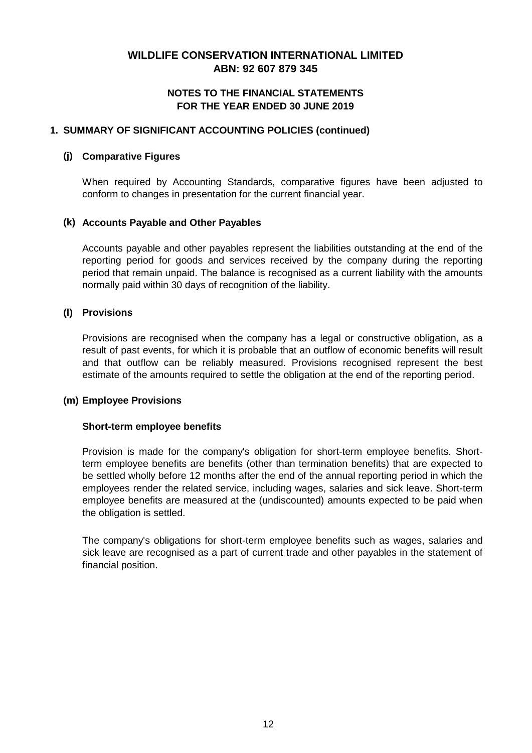**WILDLIFE CONSERVATION INTERNATIONAL LIMITED**
**ABN: 92 607 879 345**

**NOTES TO THE FINANCIAL STATEMENTS**
**FOR THE YEAR ENDED 30 JUNE 2019**

## 1. SUMMARY OF SIGNIFICANT ACCOUNTING POLICIES (continued)

### (j) Comparative Figures

When required by Accounting Standards, comparative figures have been adjusted to conform to changes in presentation for the current financial year.

### (k) Accounts Payable and Other Payables

Accounts payable and other payables represent the liabilities outstanding at the end of the reporting period for goods and services received by the company during the reporting period that remain unpaid. The balance is recognised as a current liability with the amounts normally paid within 30 days of recognition of the liability.

### (l) Provisions

Provisions are recognised when the company has a legal or constructive obligation, as a result of past events, for which it is probable that an outflow of economic benefits will result and that outflow can be reliably measured. Provisions recognised represent the best estimate of the amounts required to settle the obligation at the end of the reporting period.

### (m) Employee Provisions

**Short-term employee benefits**

Provision is made for the company's obligation for short-term employee benefits. Short-term employee benefits are benefits (other than termination benefits) that are expected to be settled wholly before 12 months after the end of the annual reporting period in which the employees render the related service, including wages, salaries and sick leave. Short-term employee benefits are measured at the (undiscounted) amounts expected to be paid when the obligation is settled.

The company's obligations for short-term employee benefits such as wages, salaries and sick leave are recognised as a part of current trade and other payables in the statement of financial position.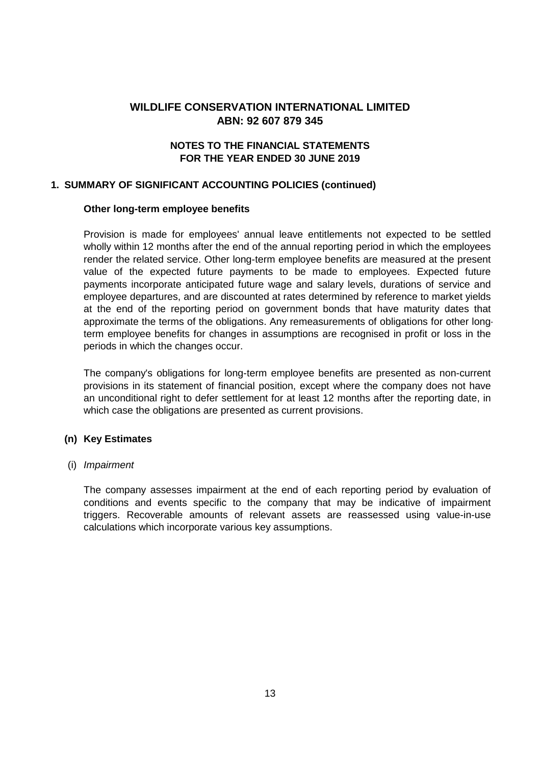# WILDLIFE CONSERVATION INTERNATIONAL LIMITED
## ABN: 92 607 879 345

### NOTES TO THE FINANCIAL STATEMENTS
### FOR THE YEAR ENDED 30 JUNE 2019

**1. SUMMARY OF SIGNIFICANT ACCOUNTING POLICIES (continued)**

**Other long-term employee benefits**

Provision is made for employees' annual leave entitlements not expected to be settled wholly within 12 months after the end of the annual reporting period in which the employees render the related service. Other long-term employee benefits are measured at the present value of the expected future payments to be made to employees. Expected future payments incorporate anticipated future wage and salary levels, durations of service and employee departures, and are discounted at rates determined by reference to market yields at the end of the reporting period on government bonds that have maturity dates that approximate the terms of the obligations. Any remeasurements of obligations for other long-term employee benefits for changes in assumptions are recognised in profit or loss in the periods in which the changes occur.

The company's obligations for long-term employee benefits are presented as non-current provisions in its statement of financial position, except where the company does not have an unconditional right to defer settlement for at least 12 months after the reporting date, in which case the obligations are presented as current provisions.

**(n) Key Estimates**

(i) *Impairment*

The company assesses impairment at the end of each reporting period by evaluation of conditions and events specific to the company that may be indicative of impairment triggers. Recoverable amounts of relevant assets are reassessed using value-in-use calculations which incorporate various key assumptions.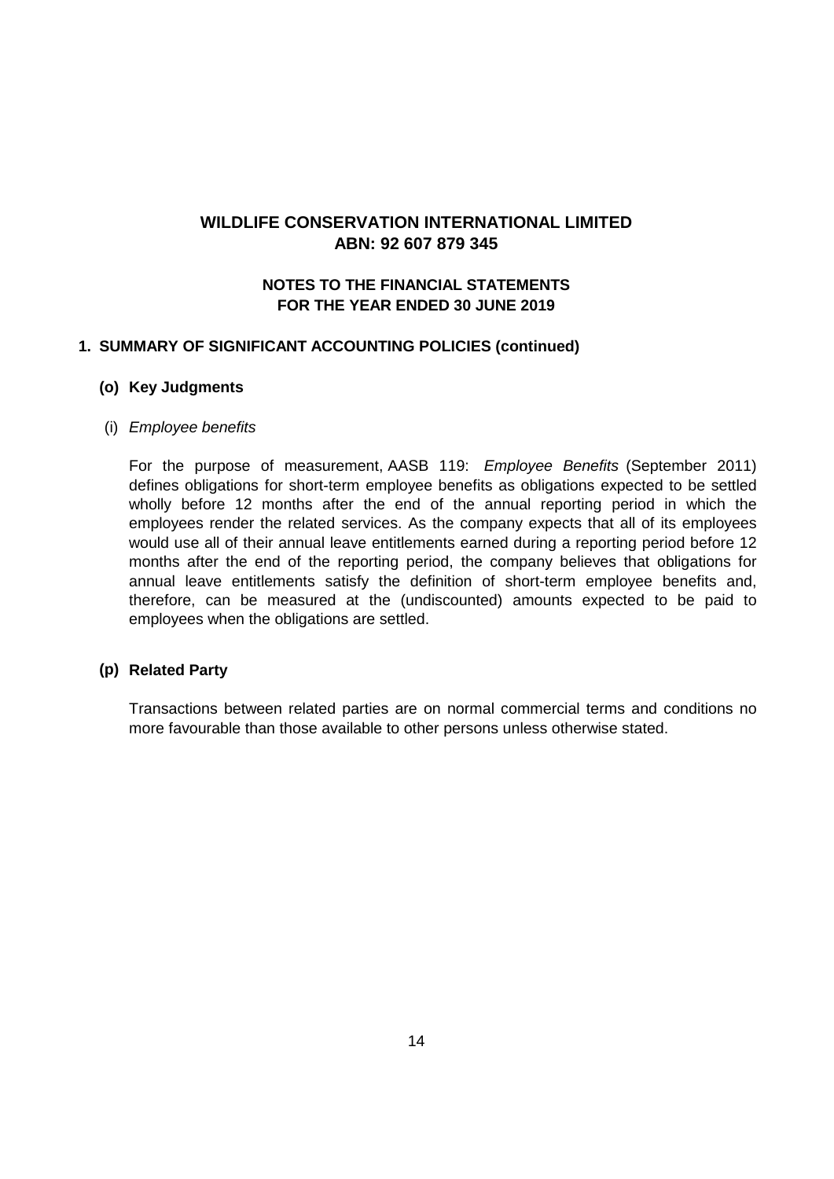# WILDLIFE CONSERVATION INTERNATIONAL LIMITED
## ABN: 92 607 879 345

### NOTES TO THE FINANCIAL STATEMENTS
### FOR THE YEAR ENDED 30 JUNE 2019

**1. SUMMARY OF SIGNIFICANT ACCOUNTING POLICIES (continued)**

**(o) Key Judgments**

(i) *Employee benefits*

For the purpose of measurement, AASB 119: *Employee Benefits* (September 2011) defines obligations for short-term employee benefits as obligations expected to be settled wholly before 12 months after the end of the annual reporting period in which the employees render the related services. As the company expects that all of its employees would use all of their annual leave entitlements earned during a reporting period before 12 months after the end of the reporting period, the company believes that obligations for annual leave entitlements satisfy the definition of short-term employee benefits and, therefore, can be measured at the (undiscounted) amounts expected to be paid to employees when the obligations are settled.

**(p) Related Party**

Transactions between related parties are on normal commercial terms and conditions no more favourable than those available to other persons unless otherwise stated.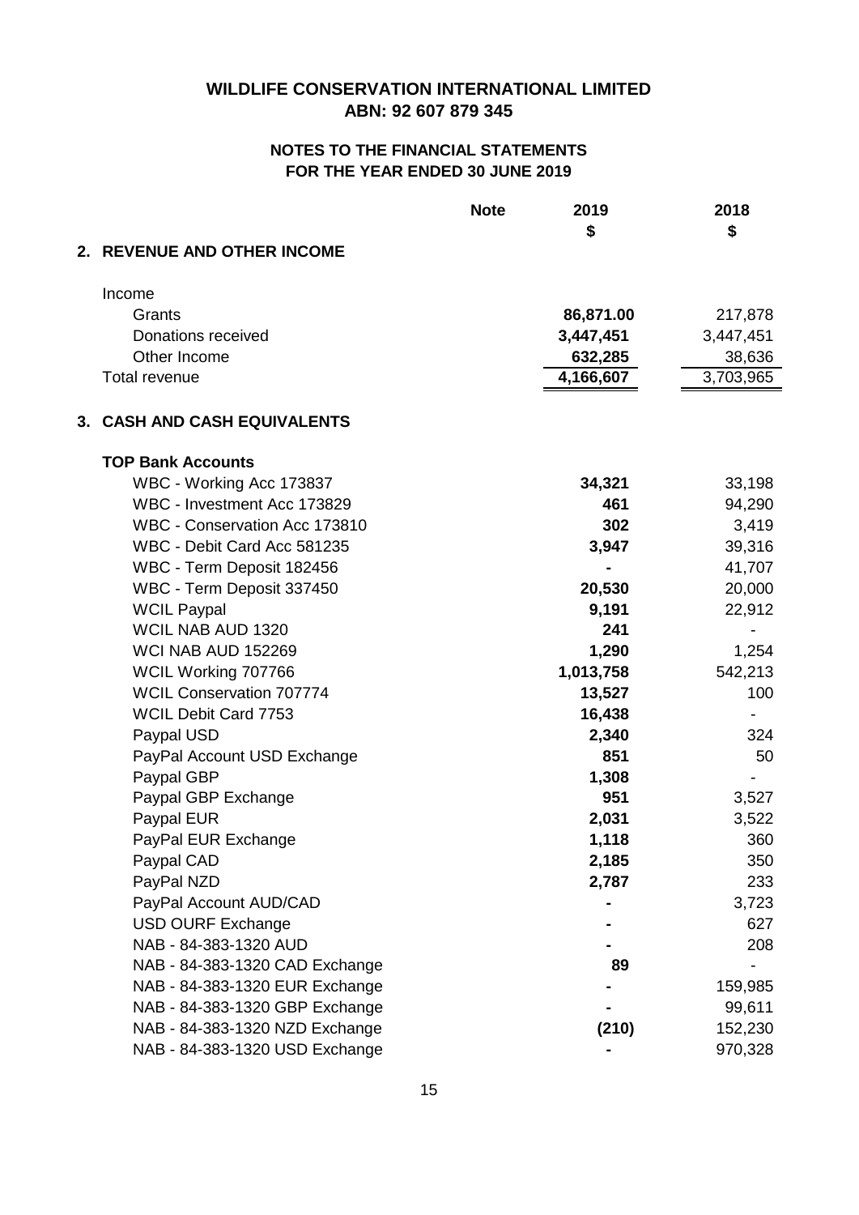# WILDLIFE CONSERVATION INTERNATIONAL LIMITED
## ABN: 92 607 879 345

### NOTES TO THE FINANCIAL STATEMENTS
### FOR THE YEAR ENDED 30 JUNE 2019

| | Note | 2019 $ | 2018 $ |
|---|---|---|---|
| **2. REVENUE AND OTHER INCOME** | | | |
| Income | | | |
| Grants | | **86,871.00** | 217,878 |
| Donations received | | **3,447,451** | 3,447,451 |
| Other Income | | **632,285** | 38,636 |
| Total revenue | | **4,166,607** | 3,703,965 |
| **3. CASH AND CASH EQUIVALENTS** | | | |
| **TOP Bank Accounts** | | | |
| WBC - Working Acc 173837 | | **34,321** | 33,198 |
| WBC - Investment Acc 173829 | | **461** | 94,290 |
| WBC - Conservation Acc 173810 | | **302** | 3,419 |
| WBC - Debit Card Acc 581235 | | **3,947** | 39,316 |
| WBC - Term Deposit 182456 | | **-** | 41,707 |
| WBC - Term Deposit 337450 | | **20,530** | 20,000 |
| WCIL Paypal | | **9,191** | 22,912 |
| WCIL NAB AUD 1320 | | **241** | - |
| WCI NAB AUD 152269 | | **1,290** | 1,254 |
| WCIL Working 707766 | | **1,013,758** | 542,213 |
| WCIL Conservation 707774 | | **13,527** | 100 |
| WCIL Debit Card 7753 | | **16,438** | - |
| Paypal USD | | **2,340** | 324 |
| PayPal Account USD Exchange | | **851** | 50 |
| Paypal GBP | | **1,308** | - |
| Paypal GBP Exchange | | **951** | 3,527 |
| Paypal EUR | | **2,031** | 3,522 |
| PayPal EUR Exchange | | **1,118** | 360 |
| Paypal CAD | | **2,185** | 350 |
| PayPal NZD | | **2,787** | 233 |
| PayPal Account AUD/CAD | | **-** | 3,723 |
| USD OURF Exchange | | **-** | 627 |
| NAB - 84-383-1320 AUD | | **-** | 208 |
| NAB - 84-383-1320 CAD Exchange | | **89** | - |
| NAB - 84-383-1320 EUR Exchange | | **-** | 159,985 |
| NAB - 84-383-1320 GBP Exchange | | **-** | 99,611 |
| NAB - 84-383-1320 NZD Exchange | | **(210)** | 152,230 |
| NAB - 84-383-1320 USD Exchange | | **-** | 970,328 |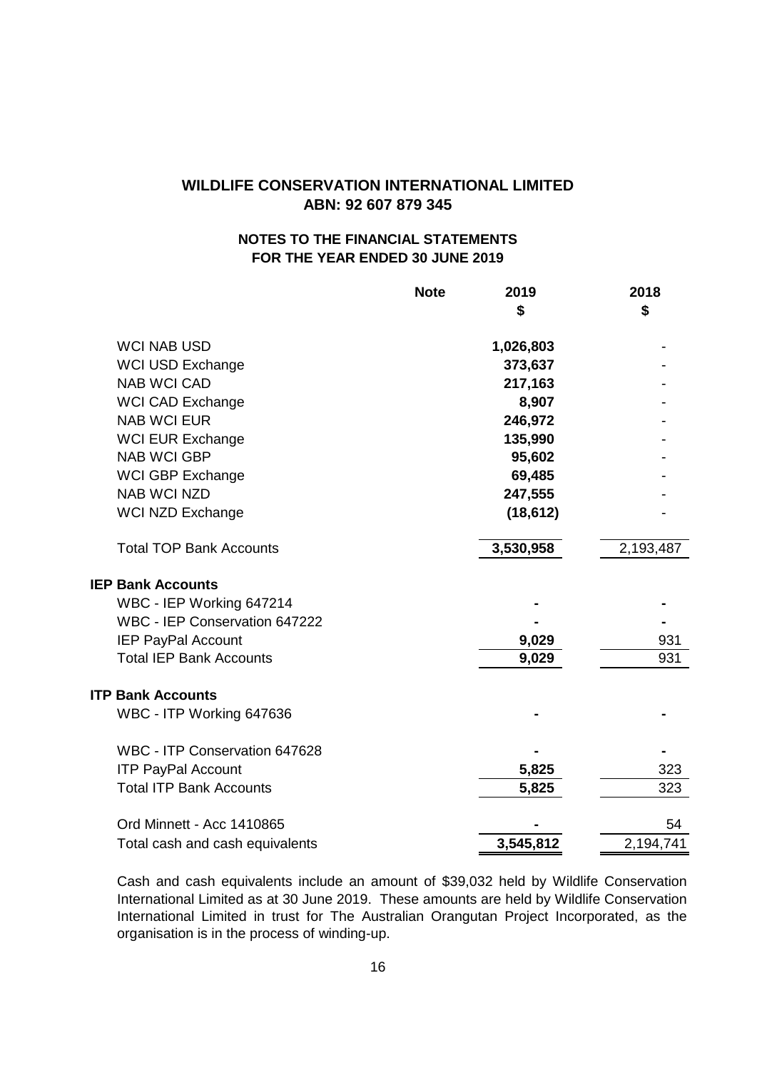# WILDLIFE CONSERVATION INTERNATIONAL LIMITED
## ABN: 92 607 879 345

### NOTES TO THE FINANCIAL STATEMENTS
### FOR THE YEAR ENDED 30 JUNE 2019

| | Note | 2019 $ | 2018 $ |
|---|---|---|---|
| WCI NAB USD | | **1,026,803** | - |
| WCI USD Exchange | | **373,637** | - |
| NAB WCI CAD | | **217,163** | - |
| WCI CAD Exchange | | **8,907** | - |
| NAB WCI EUR | | **246,972** | - |
| WCI EUR Exchange | | **135,990** | - |
| NAB WCI GBP | | **95,602** | - |
| WCI GBP Exchange | | **69,485** | - |
| NAB WCI NZD | | **247,555** | - |
| WCI NZD Exchange | | **(18,612)** | - |
| Total TOP Bank Accounts | | **3,530,958** | 2,193,487 |
| **IEP Bank Accounts** | | | |
| WBC - IEP Working 647214 | | **-** | **-** |
| WBC - IEP Conservation 647222 | | **-** | **-** |
| IEP PayPal Account | | **9,029** | 931 |
| Total IEP Bank Accounts | | **9,029** | 931 |
| **ITP Bank Accounts** | | | |
| WBC - ITP Working 647636 | | **-** | **-** |
| WBC - ITP Conservation 647628 | | **-** | **-** |
| ITP PayPal Account | | **5,825** | 323 |
| Total ITP Bank Accounts | | **5,825** | 323 |
| Ord Minnett - Acc 1410865 | | **-** | 54 |
| Total cash and cash equivalents | | **3,545,812** | 2,194,741 |

Cash and cash equivalents include an amount of $39,032 held by Wildlife Conservation International Limited as at 30 June 2019. These amounts are held by Wildlife Conservation International Limited in trust for The Australian Orangutan Project Incorporated, as the organisation is in the process of winding-up.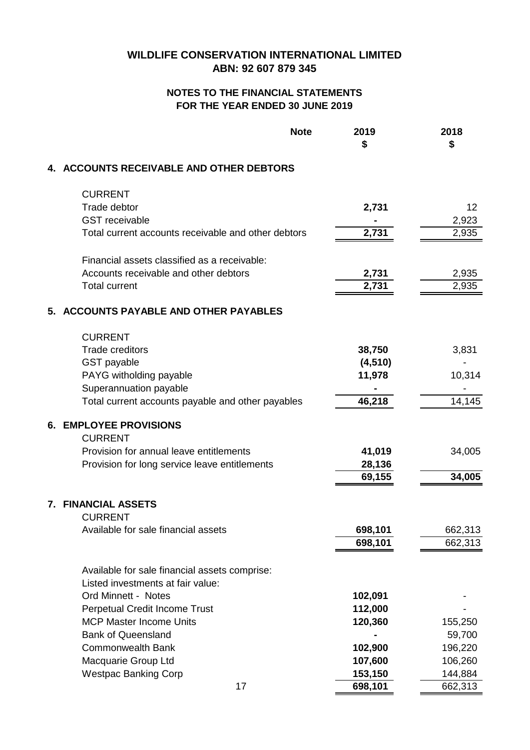# WILDLIFE CONSERVATION INTERNATIONAL LIMITED
## ABN: 92 607 879 345

### NOTES TO THE FINANCIAL STATEMENTS
### FOR THE YEAR ENDED 30 JUNE 2019

| | Note | 2019 $ | 2018 $ |
|---|---|---|---|
| **4. ACCOUNTS RECEIVABLE AND OTHER DEBTORS** | | | |
| CURRENT | | | |
| Trade debtor | | **2,731** | 12 |
| GST receivable | | **-** | 2,923 |
| Total current accounts receivable and other debtors | | **2,731** | 2,935 |
| Financial assets classified as a receivable: | | | |
| Accounts receivable and other debtors | | **2,731** | 2,935 |
| Total current | | **2,731** | 2,935 |
| **5. ACCOUNTS PAYABLE AND OTHER PAYABLES** | | | |
| CURRENT | | | |
| Trade creditors | | **38,750** | 3,831 |
| GST payable | | **(4,510)** | - |
| PAYG witholding payable | | **11,978** | 10,314 |
| Superannuation payable | | **-** | - |
| Total current accounts payable and other payables | | **46,218** | 14,145 |
| **6. EMPLOYEE PROVISIONS** | | | |
| CURRENT | | | |
| Provision for annual leave entitlements | | **41,019** | 34,005 |
| Provision for long service leave entitlements | | **28,136** | |
| | | **69,155** | **34,005** |
| **7. FINANCIAL ASSETS** | | | |
| CURRENT | | | |
| Available for sale financial assets | | **698,101** | 662,313 |
| | | **698,101** | 662,313 |
| Available for sale financial assets comprise: | | | |
| Listed investments at fair value: | | | |
| Ord Minnett - Notes | | **102,091** | - |
| Perpetual Credit Income Trust | | **112,000** | - |
| MCP Master Income Units | | **120,360** | 155,250 |
| Bank of Queensland | | **-** | 59,700 |
| Commonwealth Bank | | **102,900** | 196,220 |
| Macquarie Group Ltd | | **107,600** | 106,260 |
| Westpac Banking Corp | | **153,150** | 144,884 |
| | | **698,101** | 662,313 |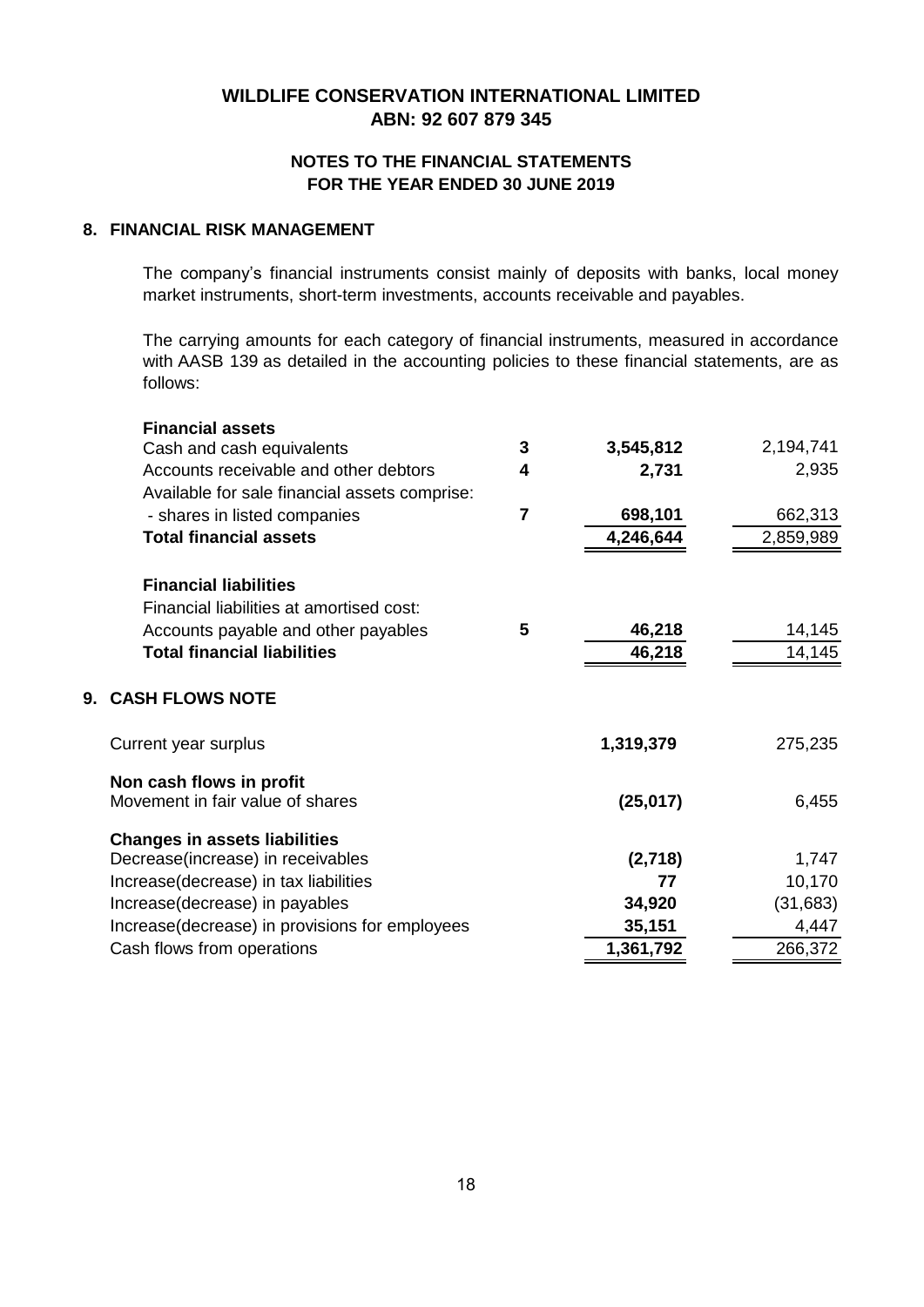# WILDLIFE CONSERVATION INTERNATIONAL LIMITED
## ABN: 92 607 879 345

### NOTES TO THE FINANCIAL STATEMENTS
### FOR THE YEAR ENDED 30 JUNE 2019

## 8. FINANCIAL RISK MANAGEMENT

The company's financial instruments consist mainly of deposits with banks, local money market instruments, short-term investments, accounts receivable and payables.

The carrying amounts for each category of financial instruments, measured in accordance with AASB 139 as detailed in the accounting policies to these financial statements, are as follows:

| | | | |
|---|---|---|---|
| **Financial assets** | | | |
| Cash and cash equivalents | 3 | **3,545,812** | 2,194,741 |
| Accounts receivable and other debtors | 4 | **2,731** | 2,935 |
| Available for sale financial assets comprise: | | | |
| - shares in listed companies | 7 | **698,101** | 662,313 |
| **Total financial assets** | | **4,246,644** | 2,859,989 |
| **Financial liabilities** | | | |
| Financial liabilities at amortised cost: | | | |
| Accounts payable and other payables | 5 | **46,218** | 14,145 |
| **Total financial liabilities** | | **46,218** | 14,145 |

## 9. CASH FLOWS NOTE

| | | |
|---|---|---|
| Current year surplus | **1,319,379** | 275,235 |
| **Non cash flows in profit** | | |
| Movement in fair value of shares | **(25,017)** | 6,455 |
| **Changes in assets liabilities** | | |
| Decrease(increase) in receivables | **(2,718)** | 1,747 |
| Increase(decrease) in tax liabilities | **77** | 10,170 |
| Increase(decrease) in payables | **34,920** | (31,683) |
| Increase(decrease) in provisions for employees | **35,151** | 4,447 |
| Cash flows from operations | **1,361,792** | 266,372 |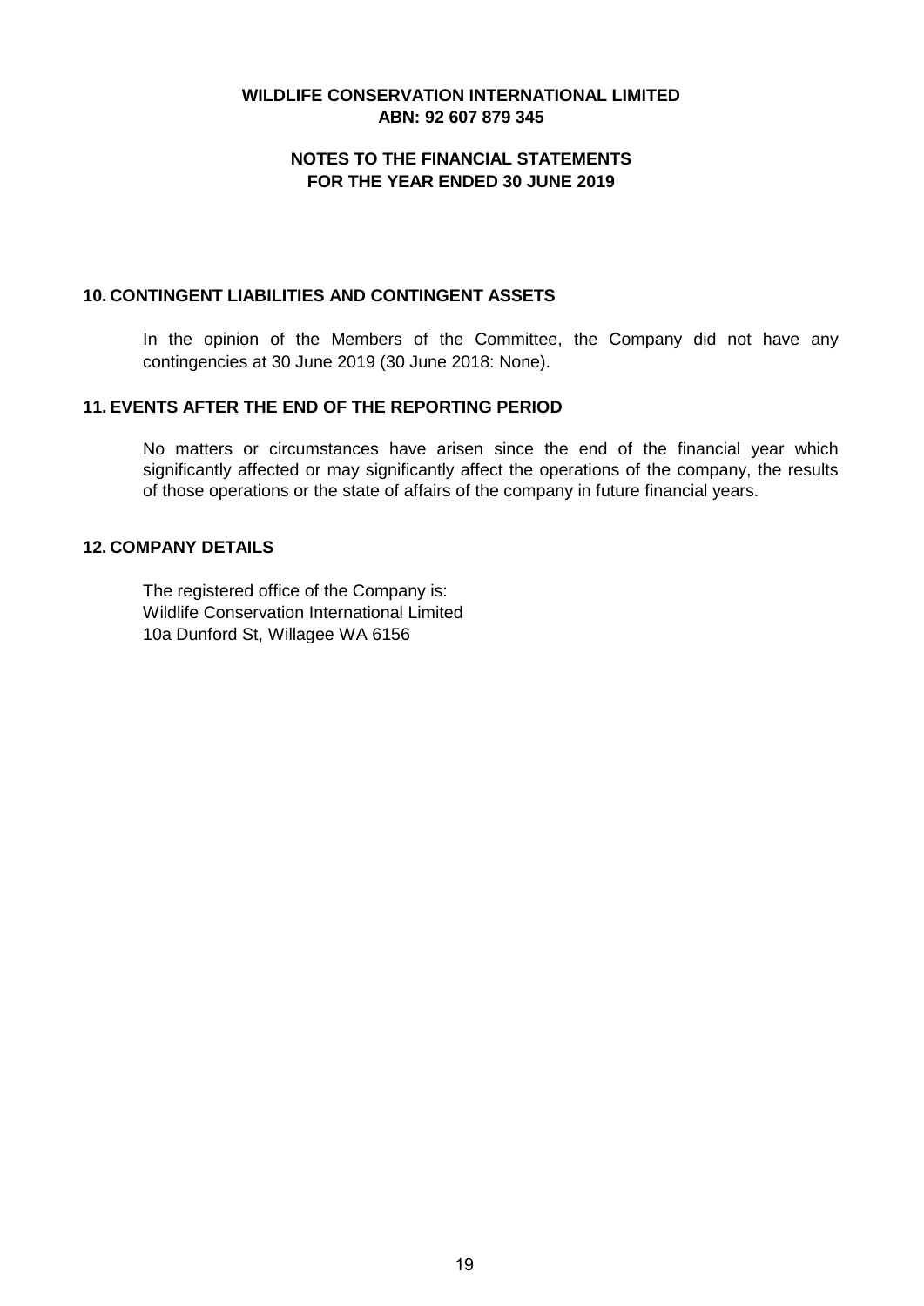**WILDLIFE CONSERVATION INTERNATIONAL LIMITED**
**ABN: 92 607 879 345**

**NOTES TO THE FINANCIAL STATEMENTS**
**FOR THE YEAR ENDED 30 JUNE 2019**

## 10. CONTINGENT LIABILITIES AND CONTINGENT ASSETS

In the opinion of the Members of the Committee, the Company did not have any contingencies at 30 June 2019 (30 June 2018: None).

## 11. EVENTS AFTER THE END OF THE REPORTING PERIOD

No matters or circumstances have arisen since the end of the financial year which significantly affected or may significantly affect the operations of the company, the results of those operations or the state of affairs of the company in future financial years.

## 12. COMPANY DETAILS

The registered office of the Company is:
Wildlife Conservation International Limited
10a Dunford St, Willagee WA 6156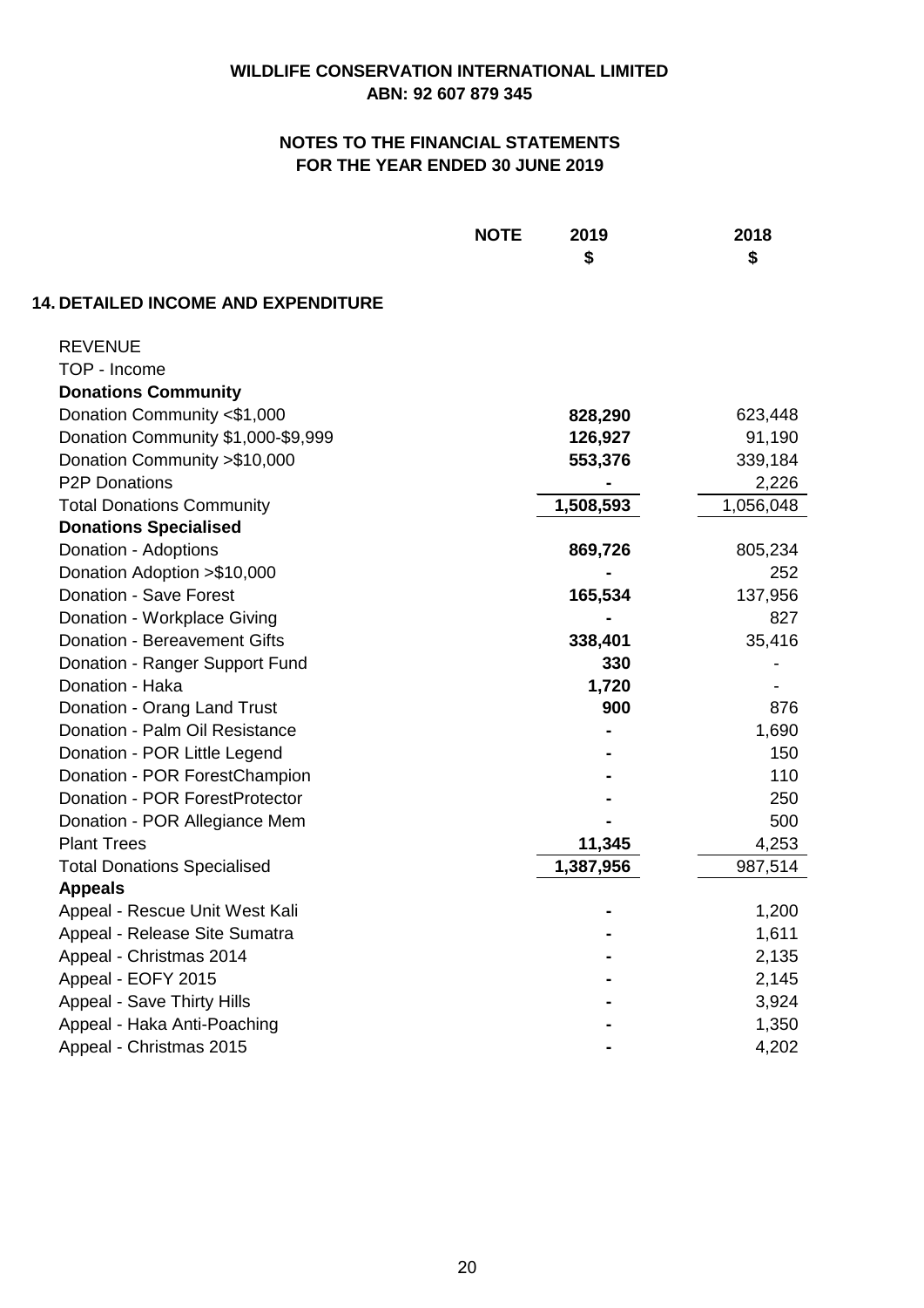**WILDLIFE CONSERVATION INTERNATIONAL LIMITED**
**ABN: 92 607 879 345**

**NOTES TO THE FINANCIAL STATEMENTS**
**FOR THE YEAR ENDED 30 JUNE 2019**

## 14. DETAILED INCOME AND EXPENDITURE

| | NOTE | 2019 $ | 2018 $ |
|---|---|---|---|
| REVENUE | | | |
| TOP - Income | | | |
| **Donations Community** | | | |
| Donation Community <$1,000 | | **828,290** | 623,448 |
| Donation Community $1,000-$9,999 | | **126,927** | 91,190 |
| Donation Community >$10,000 | | **553,376** | 339,184 |
| P2P Donations | | **-** | 2,226 |
| Total Donations Community | | **1,508,593** | 1,056,048 |
| **Donations Specialised** | | | |
| Donation - Adoptions | | **869,726** | 805,234 |
| Donation Adoption >$10,000 | | **-** | 252 |
| Donation - Save Forest | | **165,534** | 137,956 |
| Donation - Workplace Giving | | **-** | 827 |
| Donation - Bereavement Gifts | | **338,401** | 35,416 |
| Donation - Ranger Support Fund | | **330** | - |
| Donation - Haka | | **1,720** | - |
| Donation - Orang Land Trust | | **900** | 876 |
| Donation - Palm Oil Resistance | | **-** | 1,690 |
| Donation - POR Little Legend | | **-** | 150 |
| Donation - POR ForestChampion | | **-** | 110 |
| Donation - POR ForestProtector | | **-** | 250 |
| Donation - POR Allegiance Mem | | **-** | 500 |
| Plant Trees | | **11,345** | 4,253 |
| Total Donations Specialised | | **1,387,956** | 987,514 |
| **Appeals** | | | |
| Appeal - Rescue Unit West Kali | | **-** | 1,200 |
| Appeal - Release Site Sumatra | | **-** | 1,611 |
| Appeal - Christmas 2014 | | **-** | 2,135 |
| Appeal - EOFY 2015 | | **-** | 2,145 |
| Appeal - Save Thirty Hills | | **-** | 3,924 |
| Appeal - Haka Anti-Poaching | | **-** | 1,350 |
| Appeal - Christmas 2015 | | **-** | 4,202 |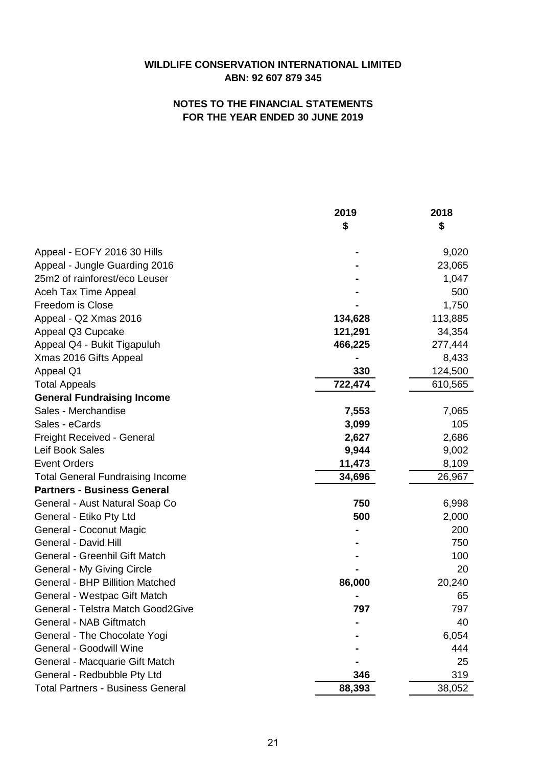**WILDLIFE CONSERVATION INTERNATIONAL LIMITED**
**ABN: 92 607 879 345**

**NOTES TO THE FINANCIAL STATEMENTS**
**FOR THE YEAR ENDED 30 JUNE 2019**

| | 2019<br>$ | 2018<br>$ |
|---|---|---|
| Appeal - EOFY 2016 30 Hills | - | 9,020 |
| Appeal - Jungle Guarding 2016 | - | 23,065 |
| 25m2 of rainforest/eco Leuser | - | 1,047 |
| Aceh Tax Time Appeal | - | 500 |
| Freedom is Close | - | 1,750 |
| Appeal - Q2 Xmas 2016 | **134,628** | 113,885 |
| Appeal Q3 Cupcake | **121,291** | 34,354 |
| Appeal Q4 - Bukit Tigapuluh | **466,225** | 277,444 |
| Xmas 2016 Gifts Appeal | - | 8,433 |
| Appeal Q1 | **330** | 124,500 |
| Total Appeals | **722,474** | 610,565 |
| **General Fundraising Income** | | |
| Sales - Merchandise | **7,553** | 7,065 |
| Sales - eCards | **3,099** | 105 |
| Freight Received - General | **2,627** | 2,686 |
| Leif Book Sales | **9,944** | 9,002 |
| Event Orders | **11,473** | 8,109 |
| Total General Fundraising Income | **34,696** | 26,967 |
| **Partners - Business General** | | |
| General - Aust Natural Soap Co | **750** | 6,998 |
| General - Etiko Pty Ltd | **500** | 2,000 |
| General - Coconut Magic | - | 200 |
| General - David Hill | - | 750 |
| General - Greenhil Gift Match | - | 100 |
| General - My Giving Circle | - | 20 |
| General - BHP Billition Matched | **86,000** | 20,240 |
| General - Westpac Gift Match | - | 65 |
| General - Telstra Match Good2Give | **797** | 797 |
| General - NAB Giftmatch | - | 40 |
| General - The Chocolate Yogi | - | 6,054 |
| General - Goodwill Wine | - | 444 |
| General - Macquarie Gift Match | - | 25 |
| General - Redbubble Pty Ltd | **346** | 319 |
| Total Partners - Business General | **88,393** | 38,052 |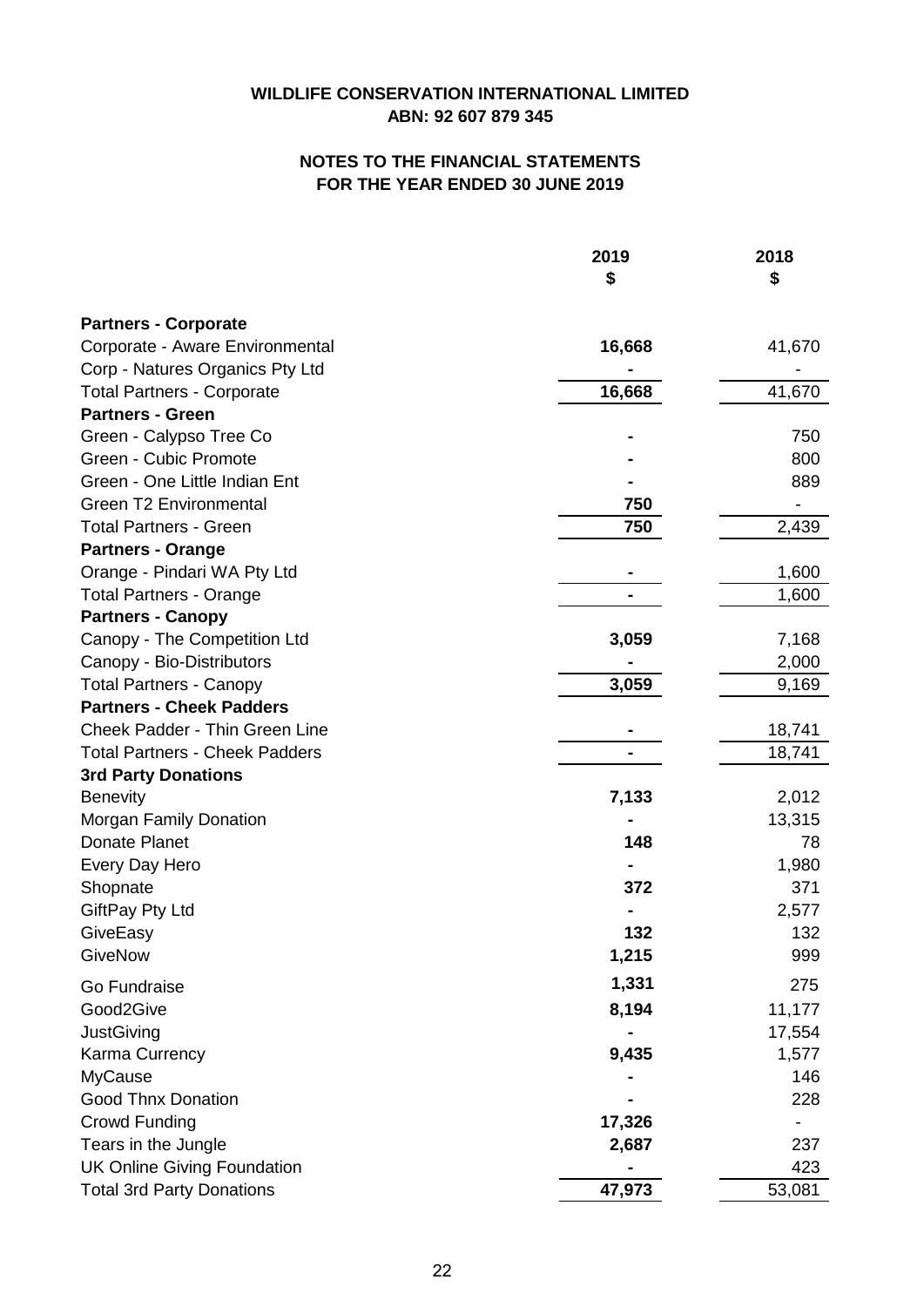**WILDLIFE CONSERVATION INTERNATIONAL LIMITED**
**ABN: 92 607 879 345**

**NOTES TO THE FINANCIAL STATEMENTS**
**FOR THE YEAR ENDED 30 JUNE 2019**

| | 2019<br>$ | 2018<br>$ |
|---|---|---|
| **Partners - Corporate** | | |
| Corporate - Aware Environmental | **16,668** | 41,670 |
| Corp - Natures Organics Pty Ltd | **-** | - |
| Total Partners - Corporate | **16,668** | 41,670 |
| **Partners - Green** | | |
| Green - Calypso Tree Co | **-** | 750 |
| Green - Cubic Promote | **-** | 800 |
| Green - One Little Indian Ent | **-** | 889 |
| Green T2 Environmental | **750** | - |
| Total Partners - Green | **750** | 2,439 |
| **Partners - Orange** | | |
| Orange - Pindari WA Pty Ltd | **-** | 1,600 |
| Total Partners - Orange | **-** | 1,600 |
| **Partners - Canopy** | | |
| Canopy - The Competition Ltd | **3,059** | 7,168 |
| Canopy - Bio-Distributors | **-** | 2,000 |
| Total Partners - Canopy | **3,059** | 9,169 |
| **Partners - Cheek Padders** | | |
| Cheek Padder - Thin Green Line | **-** | 18,741 |
| Total Partners - Cheek Padders | **-** | 18,741 |
| **3rd Party Donations** | | |
| Benevity | **7,133** | 2,012 |
| Morgan Family Donation | **-** | 13,315 |
| Donate Planet | **148** | 78 |
| Every Day Hero | **-** | 1,980 |
| Shopnate | **372** | 371 |
| GiftPay Pty Ltd | **-** | 2,577 |
| GiveEasy | **132** | 132 |
| GiveNow | **1,215** | 999 |
| Go Fundraise | **1,331** | 275 |
| Good2Give | **8,194** | 11,177 |
| JustGiving | **-** | 17,554 |
| Karma Currency | **9,435** | 1,577 |
| MyCause | **-** | 146 |
| Good Thnx Donation | **-** | 228 |
| Crowd Funding | **17,326** | - |
| Tears in the Jungle | **2,687** | 237 |
| UK Online Giving Foundation | **-** | 423 |
| Total 3rd Party Donations | **47,973** | 53,081 |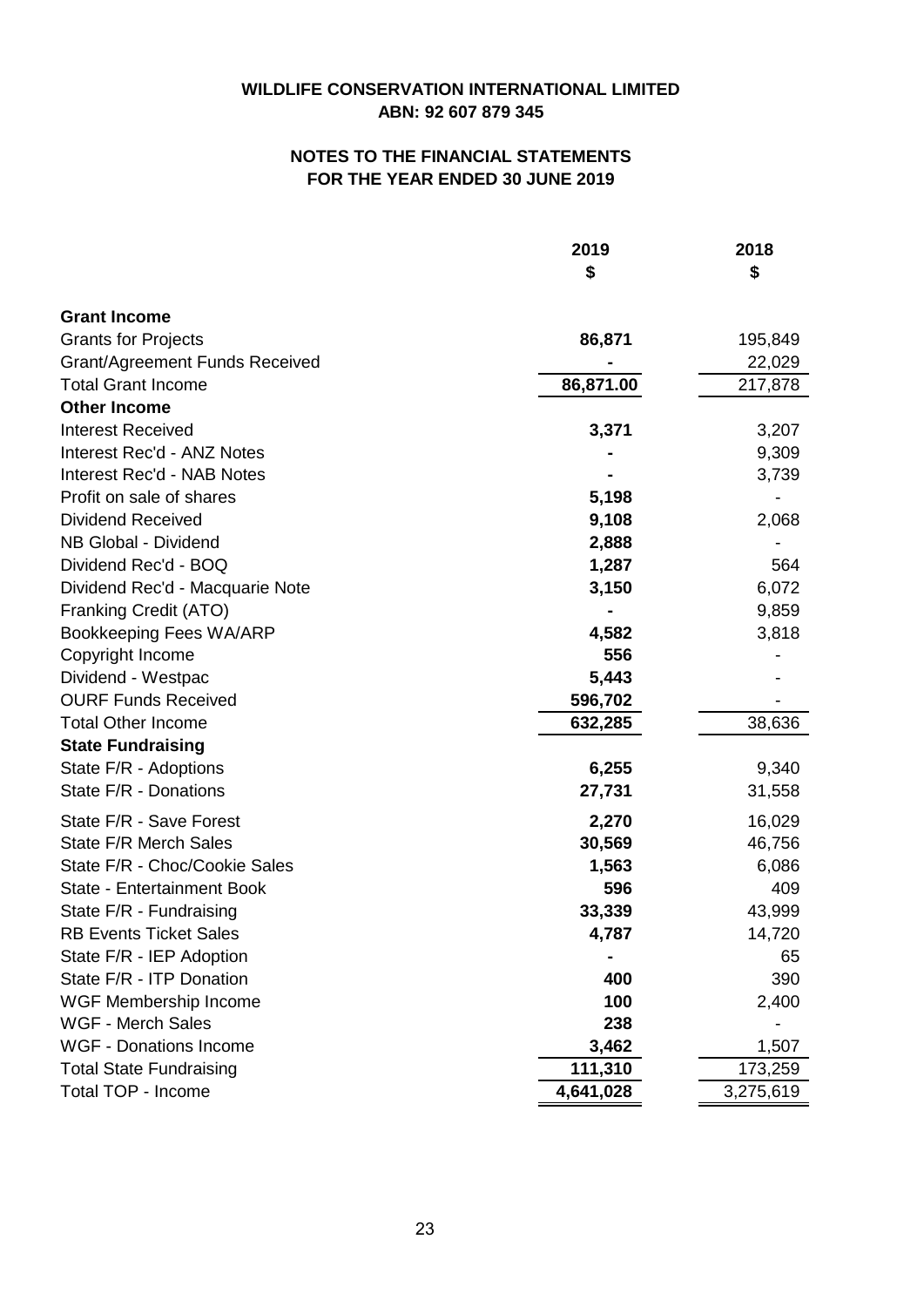**WILDLIFE CONSERVATION INTERNATIONAL LIMITED**
**ABN: 92 607 879 345**

**NOTES TO THE FINANCIAL STATEMENTS**
**FOR THE YEAR ENDED 30 JUNE 2019**

| | 2019<br>$ | 2018<br>$ |
|---|---|---|
| **Grant Income** | | |
| Grants for Projects | **86,871** | 195,849 |
| Grant/Agreement Funds Received | **-** | 22,029 |
| Total Grant Income | **86,871.00** | 217,878 |
| **Other Income** | | |
| Interest Received | **3,371** | 3,207 |
| Interest Rec'd - ANZ Notes | **-** | 9,309 |
| Interest Rec'd - NAB Notes | **-** | 3,739 |
| Profit on sale of shares | **5,198** | - |
| Dividend Received | **9,108** | 2,068 |
| NB Global - Dividend | **2,888** | - |
| Dividend Rec'd - BOQ | **1,287** | 564 |
| Dividend Rec'd - Macquarie Note | **3,150** | 6,072 |
| Franking Credit (ATO) | **-** | 9,859 |
| Bookkeeping Fees WA/ARP | **4,582** | 3,818 |
| Copyright Income | **556** | - |
| Dividend - Westpac | **5,443** | - |
| OURF Funds Received | **596,702** | - |
| Total Other Income | **632,285** | 38,636 |
| **State Fundraising** | | |
| State F/R - Adoptions | **6,255** | 9,340 |
| State F/R - Donations | **27,731** | 31,558 |
| State F/R - Save Forest | **2,270** | 16,029 |
| State F/R Merch Sales | **30,569** | 46,756 |
| State F/R - Choc/Cookie Sales | **1,563** | 6,086 |
| State - Entertainment Book | **596** | 409 |
| State F/R - Fundraising | **33,339** | 43,999 |
| RB Events Ticket Sales | **4,787** | 14,720 |
| State F/R - IEP Adoption | **-** | 65 |
| State F/R - ITP Donation | **400** | 390 |
| WGF Membership Income | **100** | 2,400 |
| WGF - Merch Sales | **238** | - |
| WGF - Donations Income | **3,462** | 1,507 |
| Total State Fundraising | **111,310** | 173,259 |
| Total TOP - Income | **4,641,028** | 3,275,619 |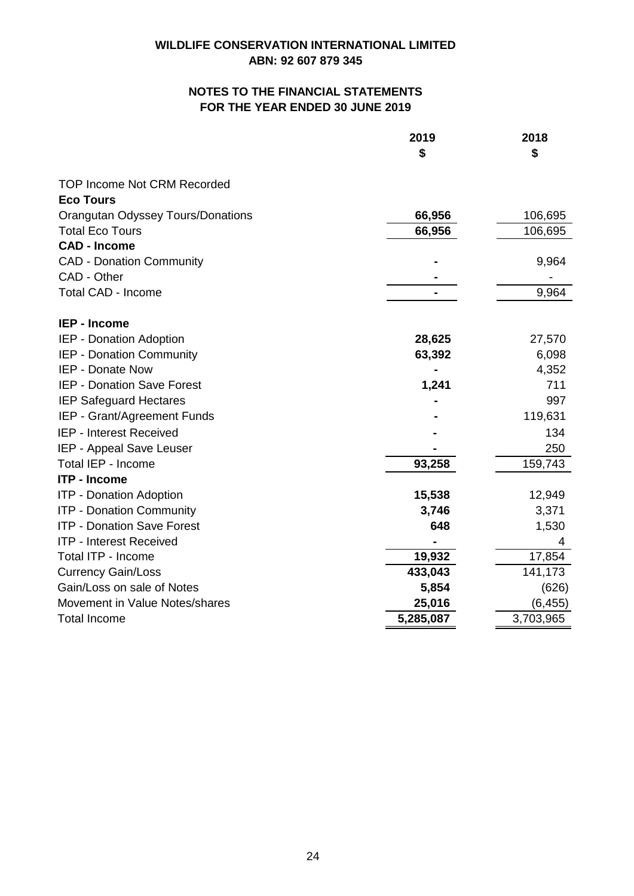**WILDLIFE CONSERVATION INTERNATIONAL LIMITED**
**ABN: 92 607 879 345**

**NOTES TO THE FINANCIAL STATEMENTS**
**FOR THE YEAR ENDED 30 JUNE 2019**

| | 2019 $ | 2018 $ |
|---|---|---|
| TOP Income Not CRM Recorded | | |
| **Eco Tours** | | |
| Orangutan Odyssey Tours/Donations | **66,956** | 106,695 |
| Total Eco Tours | **66,956** | 106,695 |
| **CAD - Income** | | |
| CAD - Donation Community | **-** | 9,964 |
| CAD - Other | **-** | - |
| Total CAD - Income | **-** | 9,964 |
| | | |
| **IEP - Income** | | |
| IEP - Donation Adoption | **28,625** | 27,570 |
| IEP - Donation Community | **63,392** | 6,098 |
| IEP - Donate Now | **-** | 4,352 |
| IEP - Donation Save Forest | **1,241** | 711 |
| IEP Safeguard Hectares | **-** | 997 |
| IEP - Grant/Agreement Funds | **-** | 119,631 |
| IEP - Interest Received | **-** | 134 |
| IEP - Appeal Save Leuser | **-** | 250 |
| Total IEP - Income | **93,258** | 159,743 |
| **ITP - Income** | | |
| ITP - Donation Adoption | **15,538** | 12,949 |
| ITP - Donation Community | **3,746** | 3,371 |
| ITP - Donation Save Forest | **648** | 1,530 |
| ITP - Interest Received | **-** | 4 |
| Total ITP - Income | **19,932** | 17,854 |
| Currency Gain/Loss | **433,043** | 141,173 |
| Gain/Loss on sale of Notes | **5,854** | (626) |
| Movement in Value Notes/shares | **25,016** | (6,455) |
| Total Income | **5,285,087** | 3,703,965 |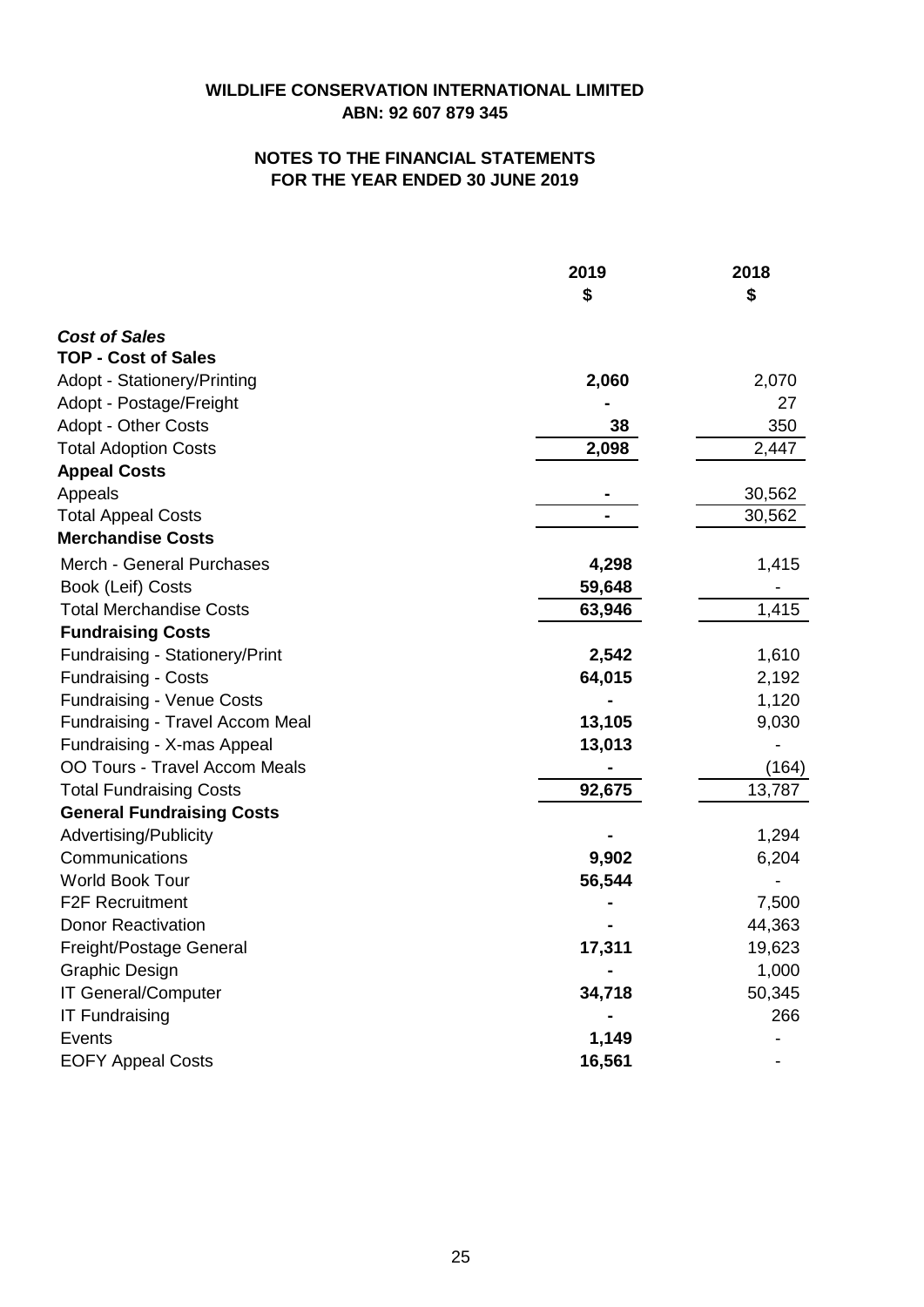**WILDLIFE CONSERVATION INTERNATIONAL LIMITED**
**ABN: 92 607 879 345**

**NOTES TO THE FINANCIAL STATEMENTS**
**FOR THE YEAR ENDED 30 JUNE 2019**

| | 2019 $ | 2018 $ |
|---|---|---|
| ***Cost of Sales*** | | |
| **TOP - Cost of Sales** | | |
| Adopt - Stationery/Printing | **2,060** | 2,070 |
| Adopt - Postage/Freight | **-** | 27 |
| Adopt - Other Costs | **38** | 350 |
| Total Adoption Costs | **2,098** | 2,447 |
| **Appeal Costs** | | |
| Appeals | **-** | 30,562 |
| Total Appeal Costs | **-** | 30,562 |
| **Merchandise Costs** | | |
| Merch - General Purchases | **4,298** | 1,415 |
| Book (Leif) Costs | **59,648** | - |
| Total Merchandise Costs | **63,946** | 1,415 |
| **Fundraising Costs** | | |
| Fundraising - Stationery/Print | **2,542** | 1,610 |
| Fundraising - Costs | **64,015** | 2,192 |
| Fundraising - Venue Costs | **-** | 1,120 |
| Fundraising - Travel Accom Meal | **13,105** | 9,030 |
| Fundraising - X-mas Appeal | **13,013** | - |
| OO Tours - Travel Accom Meals | **-** | (164) |
| Total Fundraising Costs | **92,675** | 13,787 |
| **General Fundraising Costs** | | |
| Advertising/Publicity | **-** | 1,294 |
| Communications | **9,902** | 6,204 |
| World Book Tour | **56,544** | - |
| F2F Recruitment | **-** | 7,500 |
| Donor Reactivation | **-** | 44,363 |
| Freight/Postage General | **17,311** | 19,623 |
| Graphic Design | **-** | 1,000 |
| IT General/Computer | **34,718** | 50,345 |
| IT Fundraising | **-** | 266 |
| Events | **1,149** | - |
| EOFY Appeal Costs | **16,561** | - |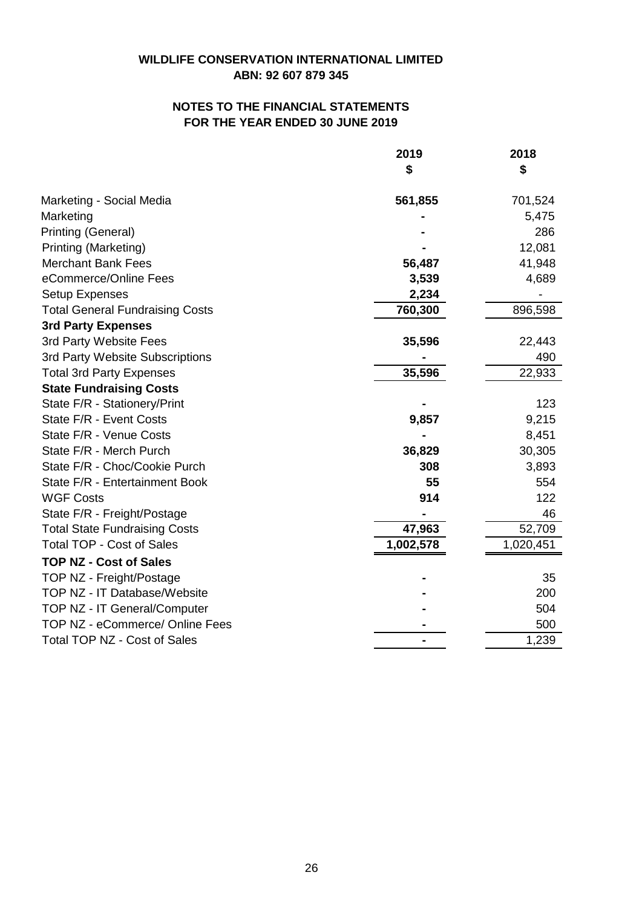**WILDLIFE CONSERVATION INTERNATIONAL LIMITED**
**ABN: 92 607 879 345**

**NOTES TO THE FINANCIAL STATEMENTS**
**FOR THE YEAR ENDED 30 JUNE 2019**

| | 2019<br>$ | 2018<br>$ |
|---|---|---|
| Marketing - Social Media | **561,855** | 701,524 |
| Marketing | **-** | 5,475 |
| Printing (General) | **-** | 286 |
| Printing (Marketing) | **-** | 12,081 |
| Merchant Bank Fees | **56,487** | 41,948 |
| eCommerce/Online Fees | **3,539** | 4,689 |
| Setup Expenses | **2,234** | - |
| Total General Fundraising Costs | **760,300** | 896,598 |
| **3rd Party Expenses** | | |
| 3rd Party Website Fees | **35,596** | 22,443 |
| 3rd Party Website Subscriptions | **-** | 490 |
| Total 3rd Party Expenses | **35,596** | 22,933 |
| **State Fundraising Costs** | | |
| State F/R - Stationery/Print | **-** | 123 |
| State F/R - Event Costs | **9,857** | 9,215 |
| State F/R - Venue Costs | **-** | 8,451 |
| State F/R - Merch Purch | **36,829** | 30,305 |
| State F/R - Choc/Cookie Purch | **308** | 3,893 |
| State F/R - Entertainment Book | **55** | 554 |
| WGF Costs | **914** | 122 |
| State F/R - Freight/Postage | **-** | 46 |
| Total State Fundraising Costs | **47,963** | 52,709 |
| Total TOP - Cost of Sales | **1,002,578** | 1,020,451 |
| **TOP NZ - Cost of Sales** | | |
| TOP NZ - Freight/Postage | **-** | 35 |
| TOP NZ - IT Database/Website | **-** | 200 |
| TOP NZ - IT General/Computer | **-** | 504 |
| TOP NZ - eCommerce/ Online Fees | **-** | 500 |
| Total TOP NZ - Cost of Sales | **-** | 1,239 |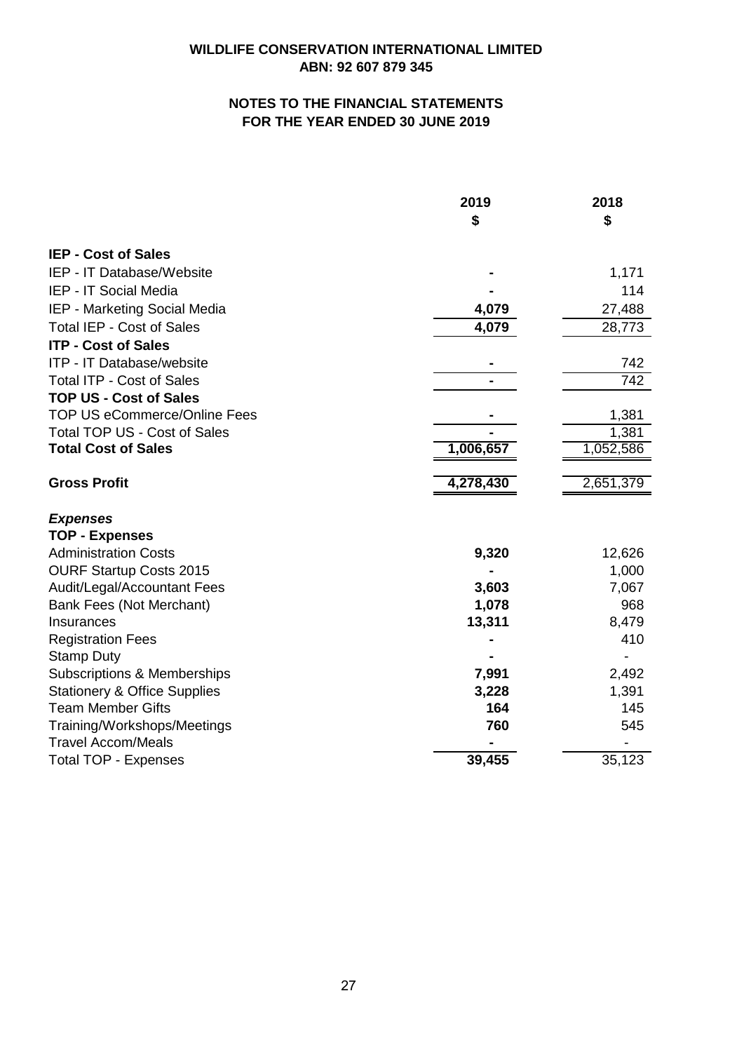**WILDLIFE CONSERVATION INTERNATIONAL LIMITED**
**ABN: 92 607 879 345**

**NOTES TO THE FINANCIAL STATEMENTS**
**FOR THE YEAR ENDED 30 JUNE 2019**

| | 2019 $ | 2018 $ |
|---|---|---|
| **IEP - Cost of Sales** | | |
| IEP - IT Database/Website | **-** | 1,171 |
| IEP - IT Social Media | **-** | 114 |
| IEP - Marketing Social Media | **4,079** | 27,488 |
| Total IEP - Cost of Sales | **4,079** | 28,773 |
| **ITP - Cost of Sales** | | |
| ITP - IT Database/website | **-** | 742 |
| Total ITP - Cost of Sales | **-** | 742 |
| **TOP US - Cost of Sales** | | |
| TOP US eCommerce/Online Fees | **-** | 1,381 |
| Total TOP US - Cost of Sales | **-** | 1,381 |
| **Total Cost of Sales** | **1,006,657** | 1,052,586 |
| | | |
| **Gross Profit** | **4,278,430** | 2,651,379 |
| | | |
| ***Expenses*** | | |
| **TOP - Expenses** | | |
| Administration Costs | **9,320** | 12,626 |
| OURF Startup Costs 2015 | **-** | 1,000 |
| Audit/Legal/Accountant Fees | **3,603** | 7,067 |
| Bank Fees (Not Merchant) | **1,078** | 968 |
| Insurances | **13,311** | 8,479 |
| Registration Fees | **-** | 410 |
| Stamp Duty | **-** | - |
| Subscriptions & Memberships | **7,991** | 2,492 |
| Stationery & Office Supplies | **3,228** | 1,391 |
| Team Member Gifts | **164** | 145 |
| Training/Workshops/Meetings | **760** | 545 |
| Travel Accom/Meals | **-** | - |
| Total TOP - Expenses | **39,455** | 35,123 |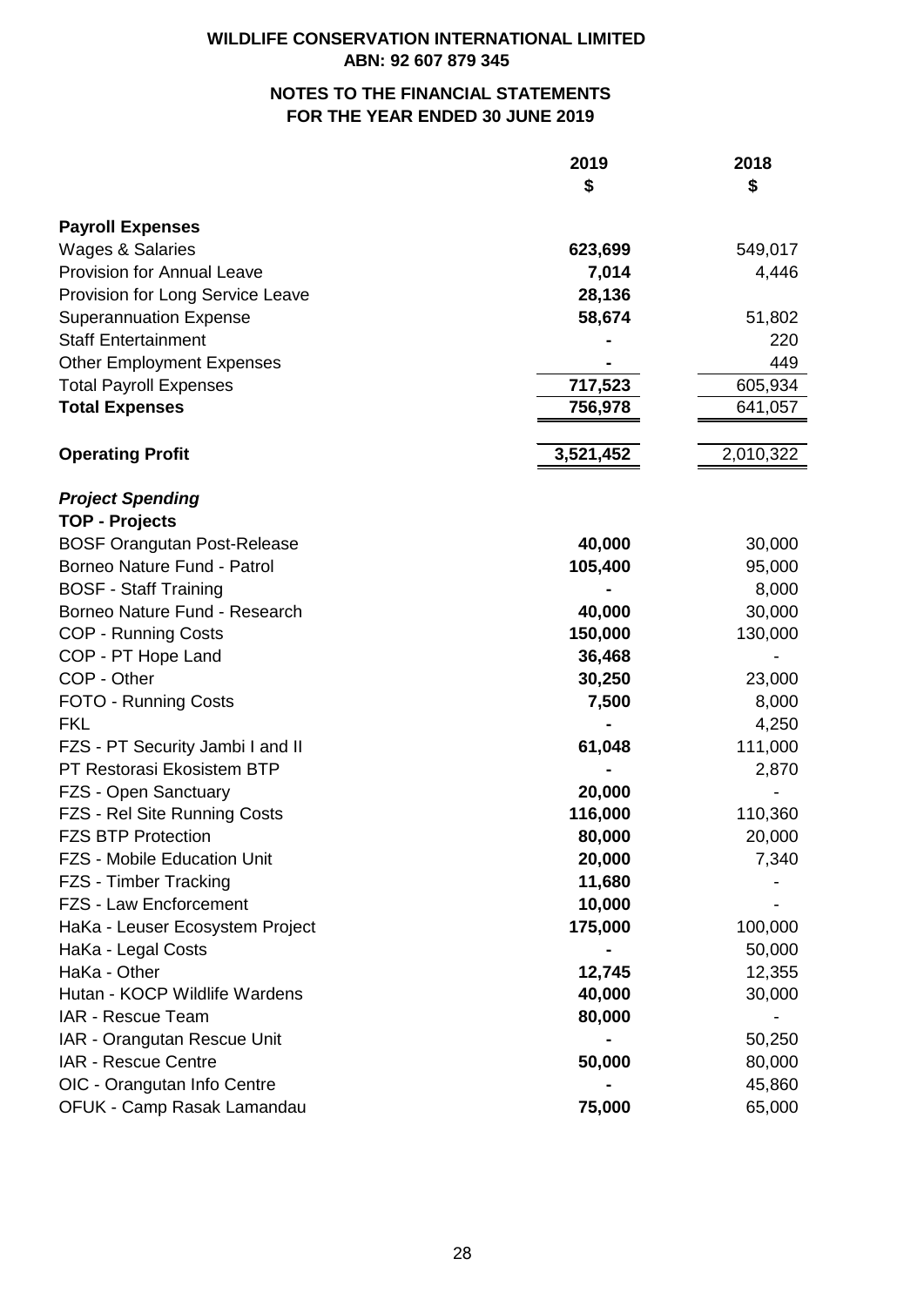**WILDLIFE CONSERVATION INTERNATIONAL LIMITED**
**ABN: 92 607 879 345**

**NOTES TO THE FINANCIAL STATEMENTS**
**FOR THE YEAR ENDED 30 JUNE 2019**

| | 2019 | 2018 |
|---|---|---|
| | $ | $ |
| **Payroll Expenses** | | |
| Wages & Salaries | **623,699** | 549,017 |
| Provision for Annual Leave | **7,014** | 4,446 |
| Provision for Long Service Leave | **28,136** | |
| Superannuation Expense | **58,674** | 51,802 |
| Staff Entertainment | **-** | 220 |
| Other Employment Expenses | **-** | 449 |
| Total Payroll Expenses | **717,523** | 605,934 |
| **Total Expenses** | **756,978** | 641,057 |
| **Operating Profit** | **3,521,452** | 2,010,322 |
| ***Project Spending*** | | |
| **TOP - Projects** | | |
| BOSF Orangutan Post-Release | **40,000** | 30,000 |
| Borneo Nature Fund - Patrol | **105,400** | 95,000 |
| BOSF - Staff Training | **-** | 8,000 |
| Borneo Nature Fund - Research | **40,000** | 30,000 |
| COP - Running Costs | **150,000** | 130,000 |
| COP - PT Hope Land | **36,468** | - |
| COP - Other | **30,250** | 23,000 |
| FOTO - Running Costs | **7,500** | 8,000 |
| FKL | **-** | 4,250 |
| FZS - PT Security Jambi I and II | **61,048** | 111,000 |
| PT Restorasi Ekosistem BTP | **-** | 2,870 |
| FZS - Open Sanctuary | **20,000** | - |
| FZS - Rel Site Running Costs | **116,000** | 110,360 |
| FZS BTP Protection | **80,000** | 20,000 |
| FZS - Mobile Education Unit | **20,000** | 7,340 |
| FZS - Timber Tracking | **11,680** | - |
| FZS - Law Encforcement | **10,000** | - |
| HaKa - Leuser Ecosystem Project | **175,000** | 100,000 |
| HaKa - Legal Costs | **-** | 50,000 |
| HaKa - Other | **12,745** | 12,355 |
| Hutan - KOCP Wildlife Wardens | **40,000** | 30,000 |
| IAR - Rescue Team | **80,000** | - |
| IAR - Orangutan Rescue Unit | **-** | 50,250 |
| IAR - Rescue Centre | **50,000** | 80,000 |
| OIC - Orangutan Info Centre | **-** | 45,860 |
| OFUK - Camp Rasak Lamandau | **75,000** | 65,000 |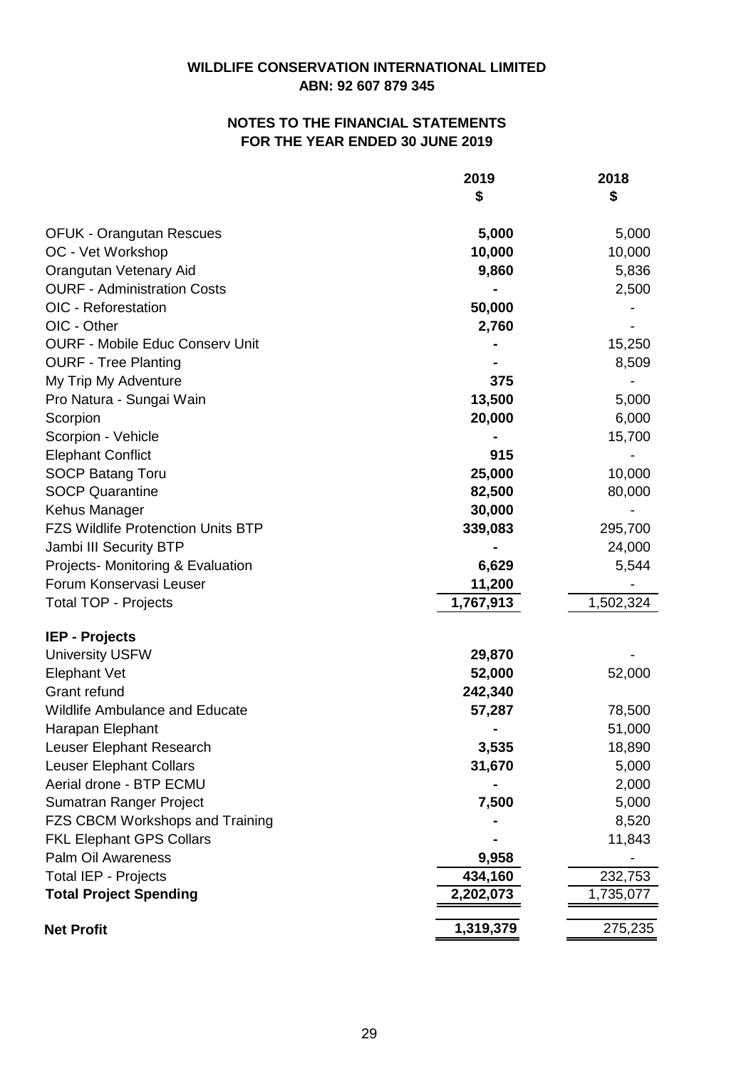**WILDLIFE CONSERVATION INTERNATIONAL LIMITED**
**ABN: 92 607 879 345**

**NOTES TO THE FINANCIAL STATEMENTS**
**FOR THE YEAR ENDED 30 JUNE 2019**

| | 2019 $ | 2018 $ |
|---|---|---|
| OFUK - Orangutan Rescues | **5,000** | 5,000 |
| OC - Vet Workshop | **10,000** | 10,000 |
| Orangutan Vetenary Aid | **9,860** | 5,836 |
| OURF - Administration Costs | **-** | 2,500 |
| OIC - Reforestation | **50,000** | - |
| OIC - Other | **2,760** | - |
| OURF - Mobile Educ Conserv Unit | **-** | 15,250 |
| OURF - Tree Planting | **-** | 8,509 |
| My Trip My Adventure | **375** | - |
| Pro Natura - Sungai Wain | **13,500** | 5,000 |
| Scorpion | **20,000** | 6,000 |
| Scorpion - Vehicle | **-** | 15,700 |
| Elephant Conflict | **915** | - |
| SOCP Batang Toru | **25,000** | 10,000 |
| SOCP Quarantine | **82,500** | 80,000 |
| Kehus Manager | **30,000** | - |
| FZS Wildlife Protenction Units BTP | **339,083** | 295,700 |
| Jambi III Security BTP | **-** | 24,000 |
| Projects- Monitoring & Evaluation | **6,629** | 5,544 |
| Forum Konservasi Leuser | **11,200** | - |
| Total TOP - Projects | **1,767,913** | 1,502,324 |
| **IEP - Projects** | | |
| University USFW | **29,870** | - |
| Elephant Vet | **52,000** | 52,000 |
| Grant refund | **242,340** | |
| Wildlife Ambulance and Educate | **57,287** | 78,500 |
| Harapan Elephant | **-** | 51,000 |
| Leuser Elephant Research | **3,535** | 18,890 |
| Leuser Elephant Collars | **31,670** | 5,000 |
| Aerial drone - BTP ECMU | **-** | 2,000 |
| Sumatran Ranger Project | **7,500** | 5,000 |
| FZS CBCM Workshops and Training | **-** | 8,520 |
| FKL Elephant GPS Collars | **-** | 11,843 |
| Palm Oil Awareness | **9,958** | - |
| Total IEP - Projects | **434,160** | 232,753 |
| **Total Project Spending** | **2,202,073** | 1,735,077 |
| **Net Profit** | **1,319,379** | 275,235 |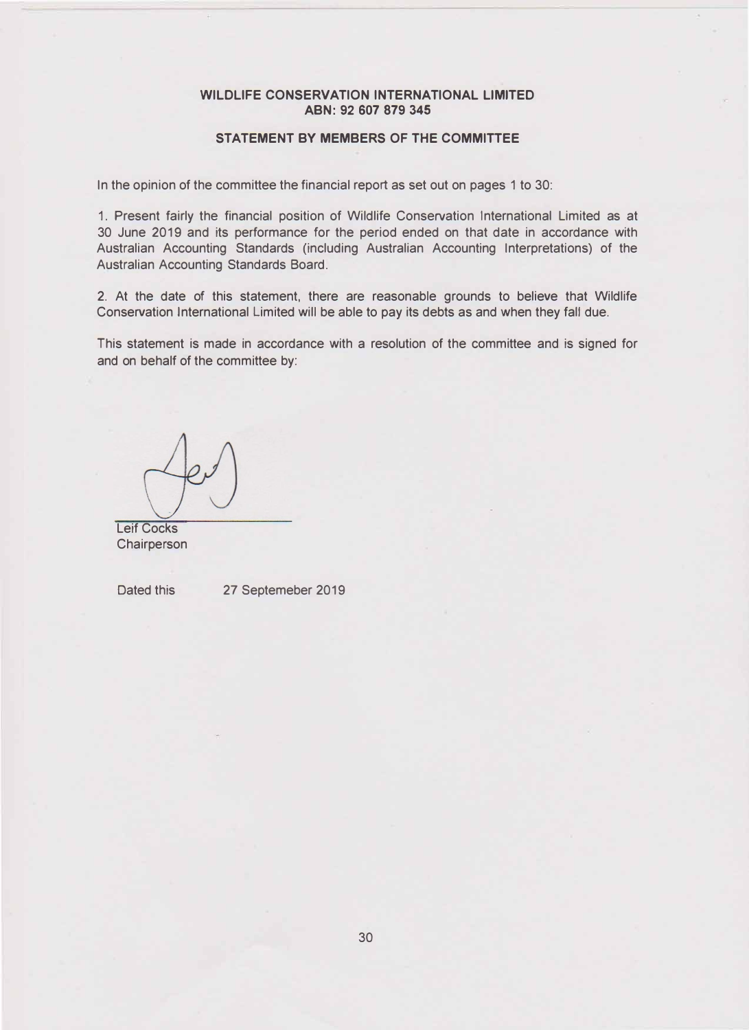**WILDLIFE CONSERVATION INTERNATIONAL LIMITED**
**ABN: 92 607 879 345**

**STATEMENT BY MEMBERS OF THE COMMITTEE**

In the opinion of the committee the financial report as set out on pages 1 to 30:

1. Present fairly the financial position of Wildlife Conservation International Limited as at 30 June 2019 and its performance for the period ended on that date in accordance with Australian Accounting Standards (including Australian Accounting Interpretations) of the Australian Accounting Standards Board.

2. At the date of this statement, there are reasonable grounds to believe that Wildlife Conservation International Limited will be able to pay its debts as and when they fall due.

This statement is made in accordance with a resolution of the committee and is signed for and on behalf of the committee by:

Leif Cocks
Chairperson

Dated this 27 Septemeber 2019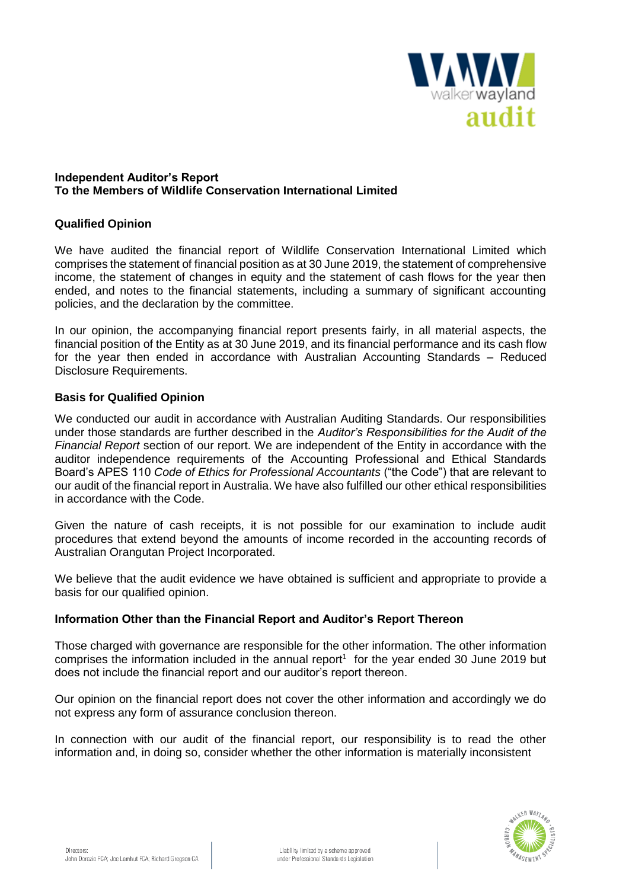**Independent Auditor's Report**
**To the Members of Wildlife Conservation International Limited**

**Qualified Opinion**

We have audited the financial report of Wildlife Conservation International Limited which comprises the statement of financial position as at 30 June 2019, the statement of comprehensive income, the statement of changes in equity and the statement of cash flows for the year then ended, and notes to the financial statements, including a summary of significant accounting policies, and the declaration by the committee.

In our opinion, the accompanying financial report presents fairly, in all material aspects, the financial position of the Entity as at 30 June 2019, and its financial performance and its cash flow for the year then ended in accordance with Australian Accounting Standards – Reduced Disclosure Requirements.

**Basis for Qualified Opinion**

We conducted our audit in accordance with Australian Auditing Standards. Our responsibilities under those standards are further described in the *Auditor's Responsibilities for the Audit of the Financial Report* section of our report. We are independent of the Entity in accordance with the auditor independence requirements of the Accounting Professional and Ethical Standards Board's APES 110 *Code of Ethics for Professional Accountants* ("the Code") that are relevant to our audit of the financial report in Australia. We have also fulfilled our other ethical responsibilities in accordance with the Code.

Given the nature of cash receipts, it is not possible for our examination to include audit procedures that extend beyond the amounts of income recorded in the accounting records of Australian Orangutan Project Incorporated.

We believe that the audit evidence we have obtained is sufficient and appropriate to provide a basis for our qualified opinion.

**Information Other than the Financial Report and Auditor's Report Thereon**

Those charged with governance are responsible for the other information. The other information comprises the information included in the annual report[1] for the year ended 30 June 2019 but does not include the financial report and our auditor's report thereon.

Our opinion on the financial report does not cover the other information and accordingly we do not express any form of assurance conclusion thereon.

In connection with our audit of the financial report, our responsibility is to read the other information and, in doing so, consider whether the other information is materially inconsistent

Directors:
John Dorazio FCA; Joe Lamhut FCA; Richard Gregson CA

Liability limited by a scheme approved under Professional Standards Legislation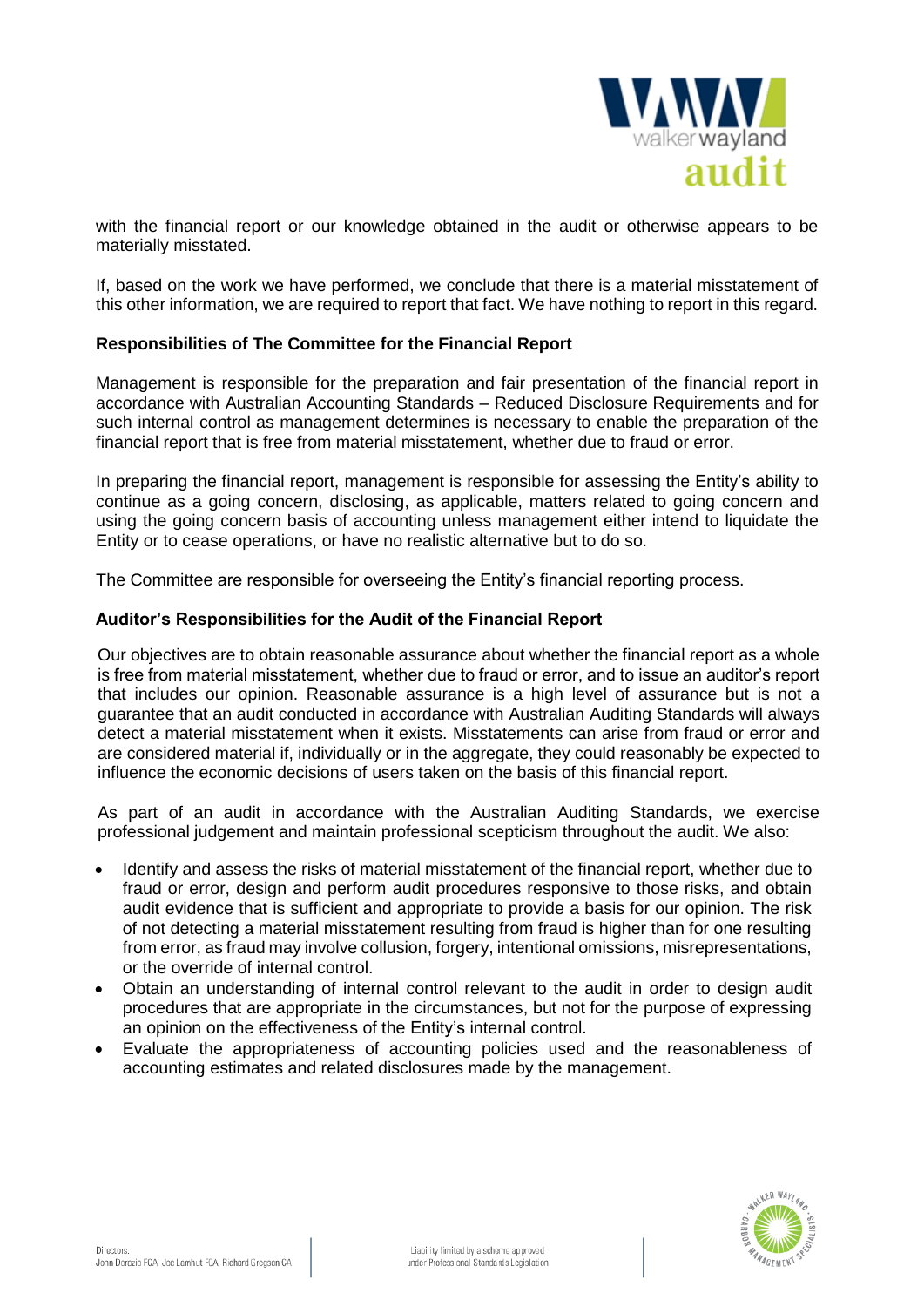with the financial report or our knowledge obtained in the audit or otherwise appears to be materially misstated.

If, based on the work we have performed, we conclude that there is a material misstatement of this other information, we are required to report that fact. We have nothing to report in this regard.

**Responsibilities of The Committee for the Financial Report**

Management is responsible for the preparation and fair presentation of the financial report in accordance with Australian Accounting Standards – Reduced Disclosure Requirements and for such internal control as management determines is necessary to enable the preparation of the financial report that is free from material misstatement, whether due to fraud or error.

In preparing the financial report, management is responsible for assessing the Entity's ability to continue as a going concern, disclosing, as applicable, matters related to going concern and using the going concern basis of accounting unless management either intend to liquidate the Entity or to cease operations, or have no realistic alternative but to do so.

The Committee are responsible for overseeing the Entity's financial reporting process.

**Auditor's Responsibilities for the Audit of the Financial Report**

Our objectives are to obtain reasonable assurance about whether the financial report as a whole is free from material misstatement, whether due to fraud or error, and to issue an auditor's report that includes our opinion. Reasonable assurance is a high level of assurance but is not a guarantee that an audit conducted in accordance with Australian Auditing Standards will always detect a material misstatement when it exists. Misstatements can arise from fraud or error and are considered material if, individually or in the aggregate, they could reasonably be expected to influence the economic decisions of users taken on the basis of this financial report.

As part of an audit in accordance with the Australian Auditing Standards, we exercise professional judgement and maintain professional scepticism throughout the audit. We also:

- Identify and assess the risks of material misstatement of the financial report, whether due to fraud or error, design and perform audit procedures responsive to those risks, and obtain audit evidence that is sufficient and appropriate to provide a basis for our opinion. The risk of not detecting a material misstatement resulting from fraud is higher than for one resulting from error, as fraud may involve collusion, forgery, intentional omissions, misrepresentations, or the override of internal control.
- Obtain an understanding of internal control relevant to the audit in order to design audit procedures that are appropriate in the circumstances, but not for the purpose of expressing an opinion on the effectiveness of the Entity's internal control.
- Evaluate the appropriateness of accounting policies used and the reasonableness of accounting estimates and related disclosures made by the management.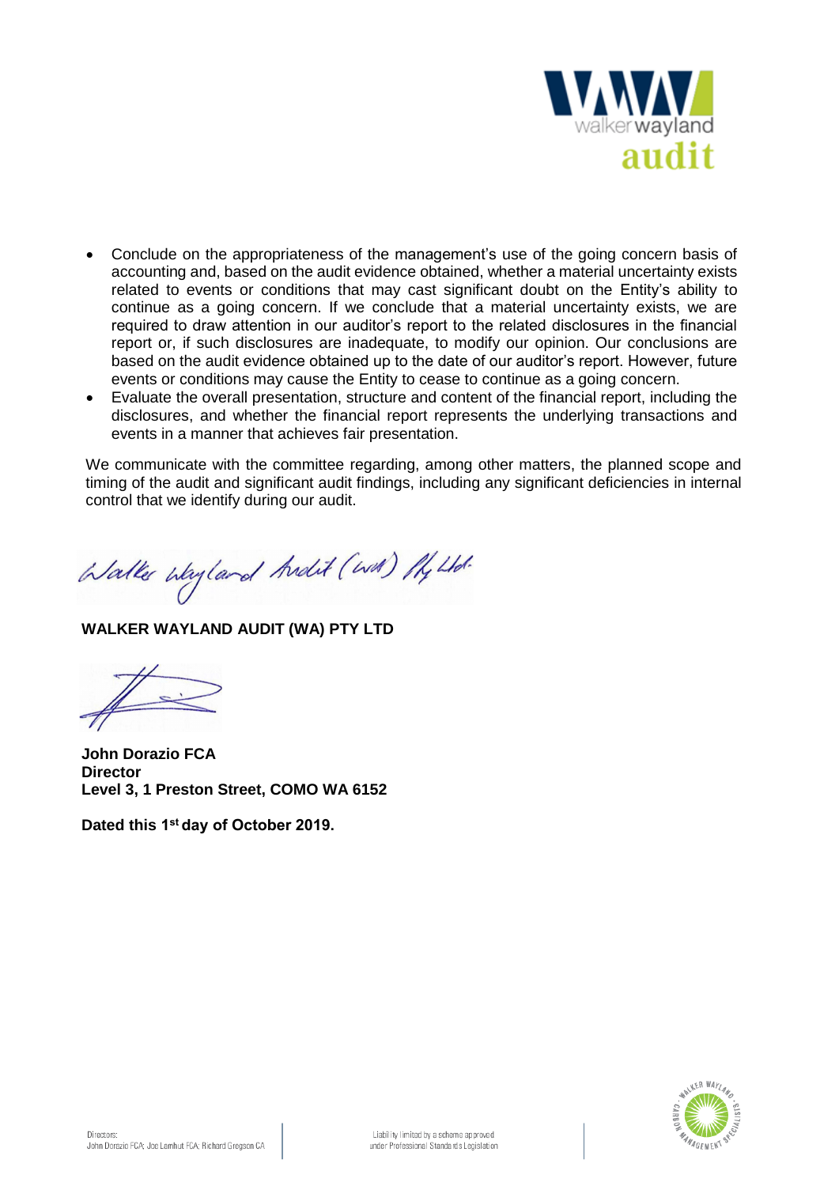- Conclude on the appropriateness of the management's use of the going concern basis of accounting and, based on the audit evidence obtained, whether a material uncertainty exists related to events or conditions that may cast significant doubt on the Entity's ability to continue as a going concern. If we conclude that a material uncertainty exists, we are required to draw attention in our auditor's report to the related disclosures in the financial report or, if such disclosures are inadequate, to modify our opinion. Our conclusions are based on the audit evidence obtained up to the date of our auditor's report. However, future events or conditions may cause the Entity to cease to continue as a going concern.
- Evaluate the overall presentation, structure and content of the financial report, including the disclosures, and whether the financial report represents the underlying transactions and events in a manner that achieves fair presentation.

We communicate with the committee regarding, among other matters, the planned scope and timing of the audit and significant audit findings, including any significant deficiencies in internal control that we identify during our audit.

**WALKER WAYLAND AUDIT (WA) PTY LTD**

**John Dorazio FCA**
**Director**
**Level 3, 1 Preston Street, COMO WA 6152**

**Dated this 1st day of October 2019.**

Directors:
John Dorazio FCA; Joe Lamhut FCA; Richard Gregson CA

Liability limited by a scheme approved under Professional Standards Legislation